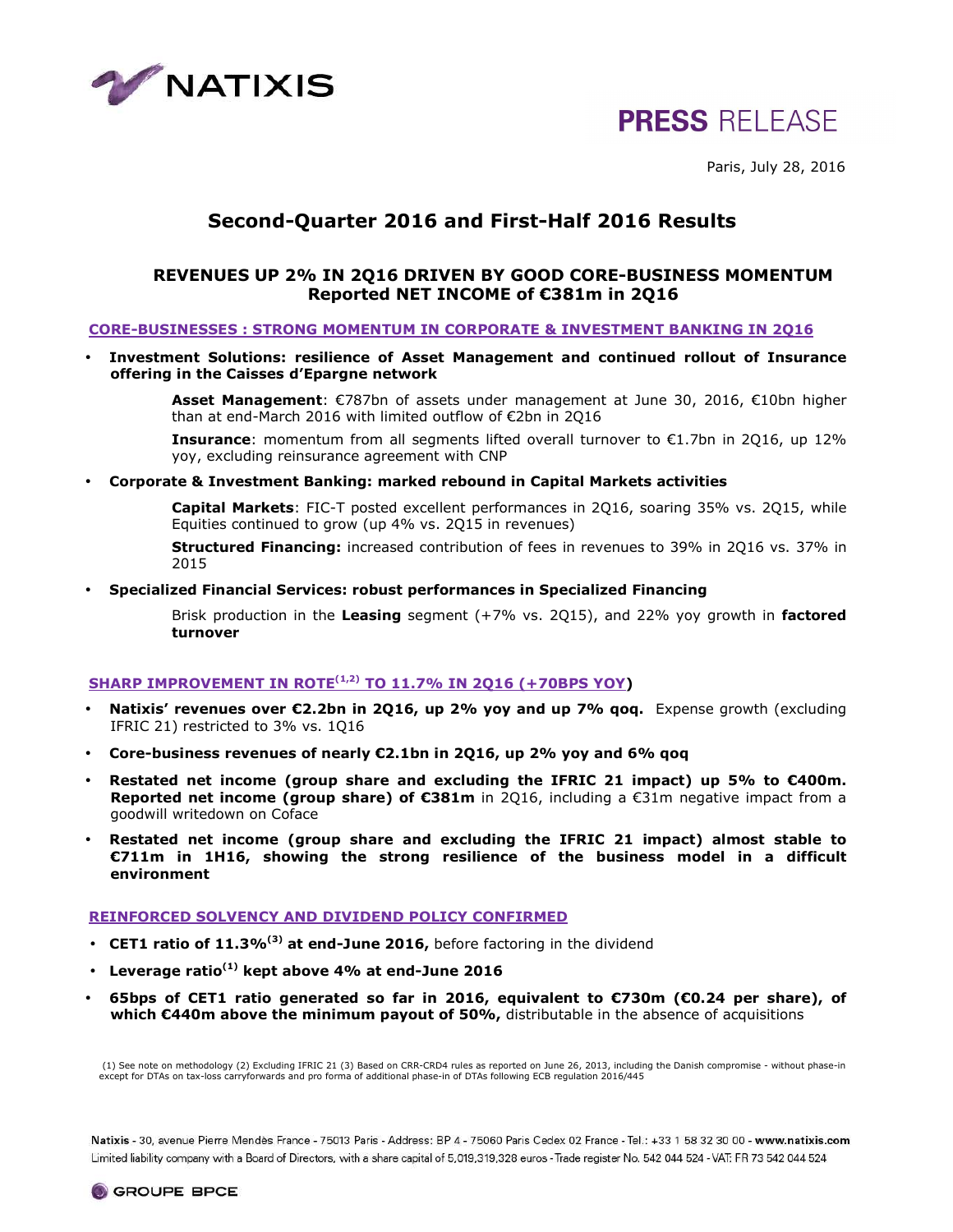NATIXIS

**PRESS RELEASE**

Paris, July 28, 2016

# Second-Quarter 2016 and First-Half 2016 Results

## REVENUES UP 2% IN 2Q16 DRIVEN BY GOOD CORE-BUSINESS MOMENTUM
## Reported NET INCOME of €381m in 2Q16

### CORE-BUSINESSES : STRONG MOMENTUM IN CORPORATE & INVESTMENT BANKING IN 2Q16

- **Investment Solutions: resilience of Asset Management and continued rollout of Insurance offering in the Caisses d'Epargne network**

  **Asset Management**: €787bn of assets under management at June 30, 2016, €10bn higher than at end-March 2016 with limited outflow of €2bn in 2Q16

  **Insurance**: momentum from all segments lifted overall turnover to €1.7bn in 2Q16, up 12% yoy, excluding reinsurance agreement with CNP

- **Corporate & Investment Banking: marked rebound in Capital Markets activities**

  **Capital Markets**: FIC-T posted excellent performances in 2Q16, soaring 35% vs. 2Q15, while Equities continued to grow (up 4% vs. 2Q15 in revenues)

  **Structured Financing:** increased contribution of fees in revenues to 39% in 2Q16 vs. 37% in 2015

- **Specialized Financial Services: robust performances in Specialized Financing**

  Brisk production in the **Leasing** segment (+7% vs. 2Q15), and 22% yoy growth in **factored turnover**

### SHARP IMPROVEMENT IN ROTE[1,2] TO 11.7% IN 2Q16 (+70BPS YOY)

- **Natixis' revenues over €2.2bn in 2Q16, up 2% yoy and up 7% qoq.** Expense growth (excluding IFRIC 21) restricted to 3% vs. 1Q16
- **Core-business revenues of nearly €2.1bn in 2Q16, up 2% yoy and 6% qoq**
- **Restated net income (group share and excluding the IFRIC 21 impact) up 5% to €400m. Reported net income (group share) of €381m** in 2Q16, including a €31m negative impact from a goodwill writedown on Coface
- **Restated net income (group share and excluding the IFRIC 21 impact) almost stable to €711m in 1H16, showing the strong resilience of the business model in a difficult environment**

### REINFORCED SOLVENCY AND DIVIDEND POLICY CONFIRMED

- **CET1 ratio of 11.3%[3] at end-June 2016,** before factoring in the dividend
- **Leverage ratio[1] kept above 4% at end-June 2016**
- **65bps of CET1 ratio generated so far in 2016, equivalent to €730m (€0.24 per share), of which €440m above the minimum payout of 50%,** distributable in the absence of acquisitions

(1) See note on methodology (2) Excluding IFRIC 21 (3) Based on CRR-CRD4 rules as reported on June 26, 2013, including the Danish compromise - without phase-in except for DTAs on tax-loss carryforwards and pro forma of additional phase-in of DTAs following ECB regulation 2016/445

Natixis - 30, avenue Pierre Mendès France - 75013 Paris - Address: BP 4 - 75060 Paris Cedex 02 France - Tel.: +33 1 58 32 30 00 - www.natixis.com
Limited liability company with a Board of Directors, with a share capital of 5,019,319,328 euros - Trade register No. 542 044 524 - VAT: FR 73 542 044 524

GROUPE BPCE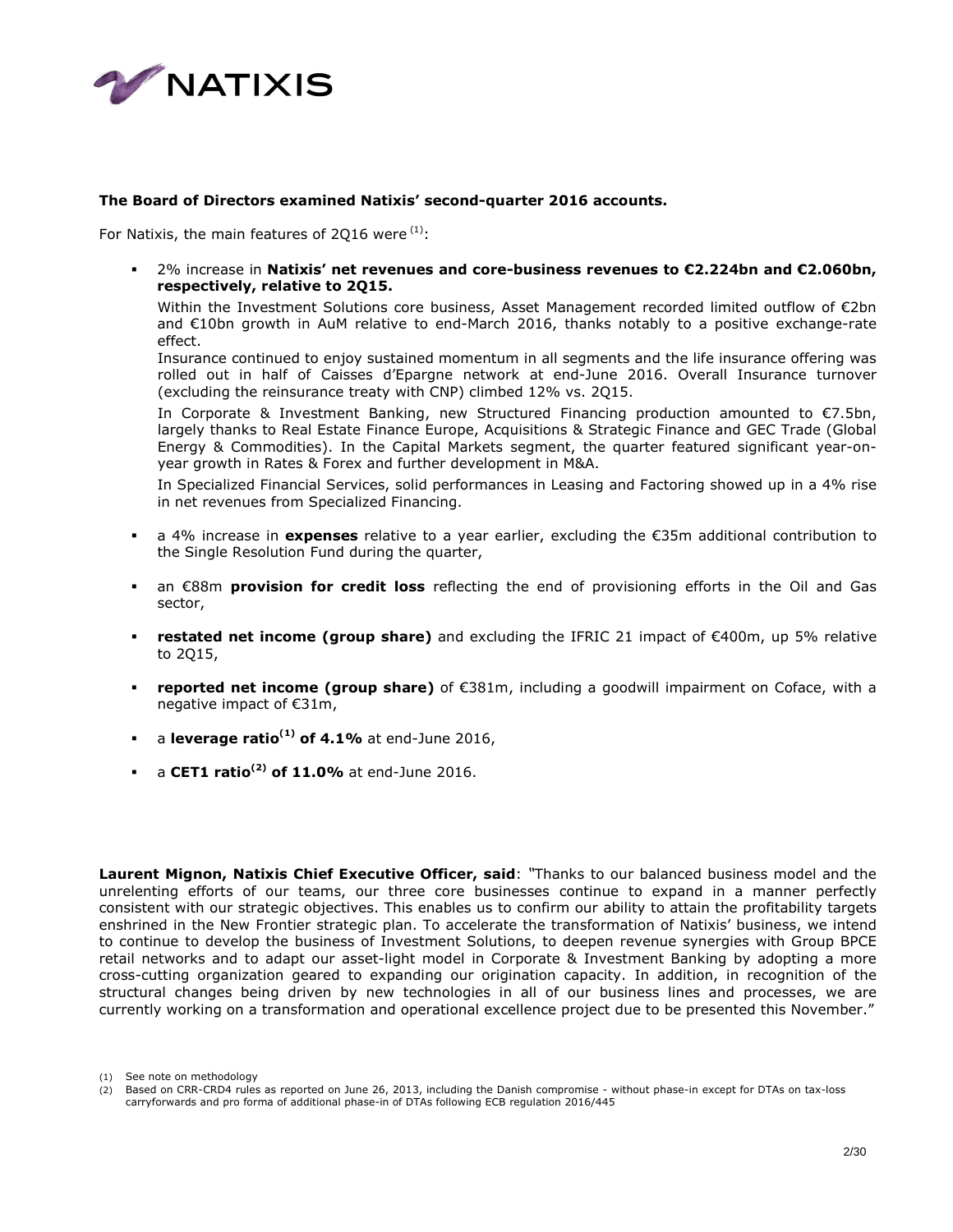**The Board of Directors examined Natixis' second-quarter 2016 accounts.**

For Natixis, the main features of 2Q16 were [(1)]:

- 2% increase in **Natixis' net revenues and core-business revenues to €2.224bn and €2.060bn, respectively, relative to 2Q15.**

  Within the Investment Solutions core business, Asset Management recorded limited outflow of €2bn and €10bn growth in AuM relative to end-March 2016, thanks notably to a positive exchange-rate effect.

  Insurance continued to enjoy sustained momentum in all segments and the life insurance offering was rolled out in half of Caisses d'Epargne network at end-June 2016. Overall Insurance turnover (excluding the reinsurance treaty with CNP) climbed 12% vs. 2Q15.

  In Corporate & Investment Banking, new Structured Financing production amounted to €7.5bn, largely thanks to Real Estate Finance Europe, Acquisitions & Strategic Finance and GEC Trade (Global Energy & Commodities). In the Capital Markets segment, the quarter featured significant year-on-year growth in Rates & Forex and further development in M&A.

  In Specialized Financial Services, solid performances in Leasing and Factoring showed up in a 4% rise in net revenues from Specialized Financing.

- a 4% increase in **expenses** relative to a year earlier, excluding the €35m additional contribution to the Single Resolution Fund during the quarter,

- an €88m **provision for credit loss** reflecting the end of provisioning efforts in the Oil and Gas sector,

- **restated net income (group share)** and excluding the IFRIC 21 impact of €400m, up 5% relative to 2Q15,

- **reported net income (group share)** of €381m, including a goodwill impairment on Coface, with a negative impact of €31m,

- a **leverage ratio[(1)] of 4.1%** at end-June 2016,

- a **CET1 ratio[(2)] of 11.0%** at end-June 2016.

**Laurent Mignon, Natixis Chief Executive Officer, said**: "Thanks to our balanced business model and the unrelenting efforts of our teams, our three core businesses continue to expand in a manner perfectly consistent with our strategic objectives. This enables us to confirm our ability to attain the profitability targets enshrined in the New Frontier strategic plan. To accelerate the transformation of Natixis' business, we intend to continue to develop the business of Investment Solutions, to deepen revenue synergies with Group BPCE retail networks and to adapt our asset-light model in Corporate & Investment Banking by adopting a more cross-cutting organization geared to expanding our origination capacity. In addition, in recognition of the structural changes being driven by new technologies in all of our business lines and processes, we are currently working on a transformation and operational excellence project due to be presented this November."

(1) See note on methodology

(2) Based on CRR-CRD4 rules as reported on June 26, 2013, including the Danish compromise - without phase-in except for DTAs on tax-loss carryforwards and pro forma of additional phase-in of DTAs following ECB regulation 2016/445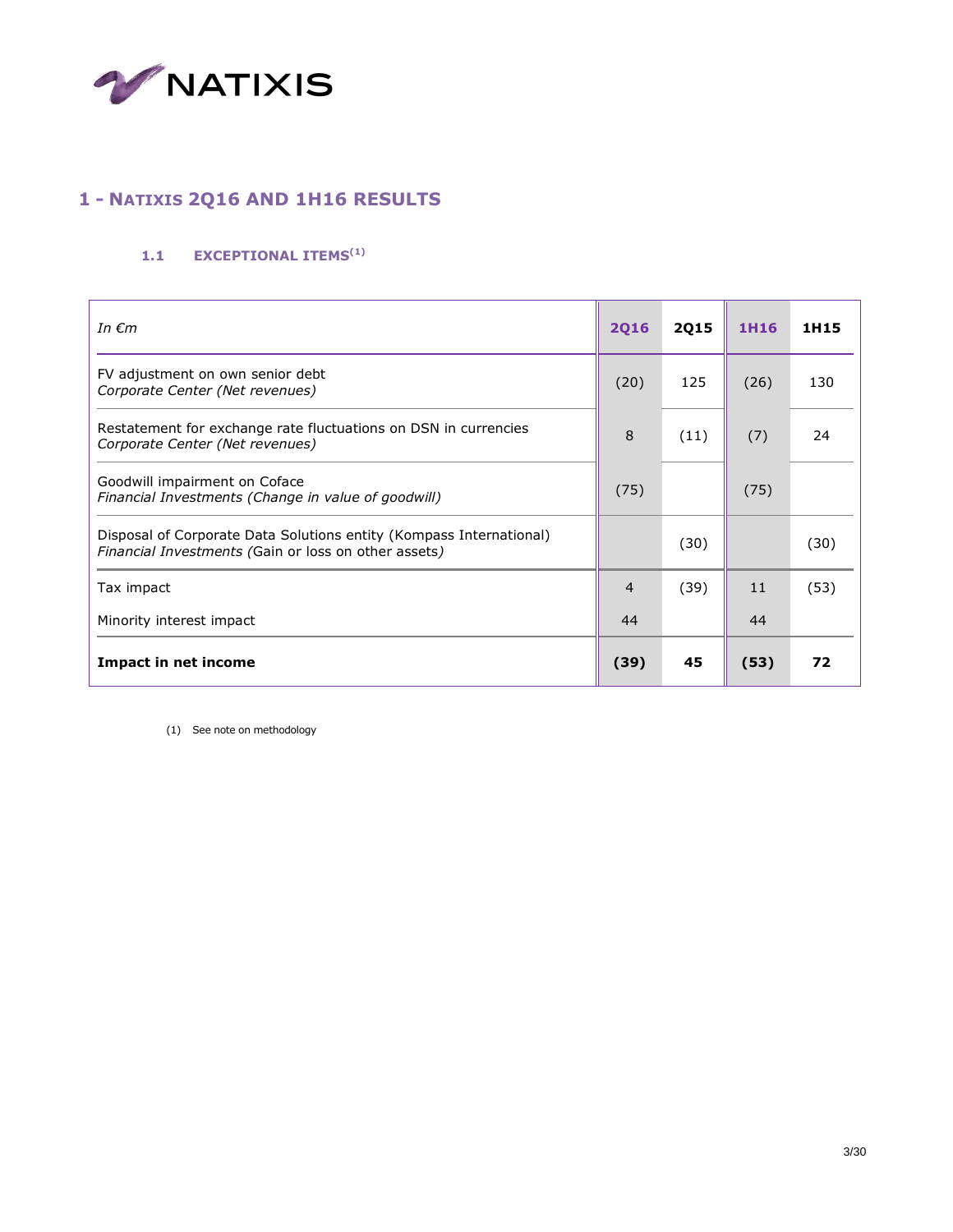# 1 - NATIXIS 2Q16 AND 1H16 RESULTS

### 1.1 EXCEPTIONAL ITEMS[1]

| *In €m* | 2Q16 | 2Q15 | 1H16 | 1H15 |
|---|---|---|---|---|
| FV adjustment on own senior debt<br>*Corporate Center (Net revenues)* | (20) | 125 | (26) | 130 |
| Restatement for exchange rate fluctuations on DSN in currencies<br>*Corporate Center (Net revenues)* | 8 | (11) | (7) | 24 |
| Goodwill impairment on Coface<br>*Financial Investments (Change in value of goodwill)* | (75) | | (75) | |
| Disposal of Corporate Data Solutions entity (Kompass International)<br>*Financial Investments (*Gain or loss on other assets*)* | | (30) | | (30) |
| Tax impact | 4 | (39) | 11 | (53) |
| Minority interest impact | 44 | | 44 | |
| **Impact in net income** | **(39)** | **45** | **(53)** | **72** |

(1) See note on methodology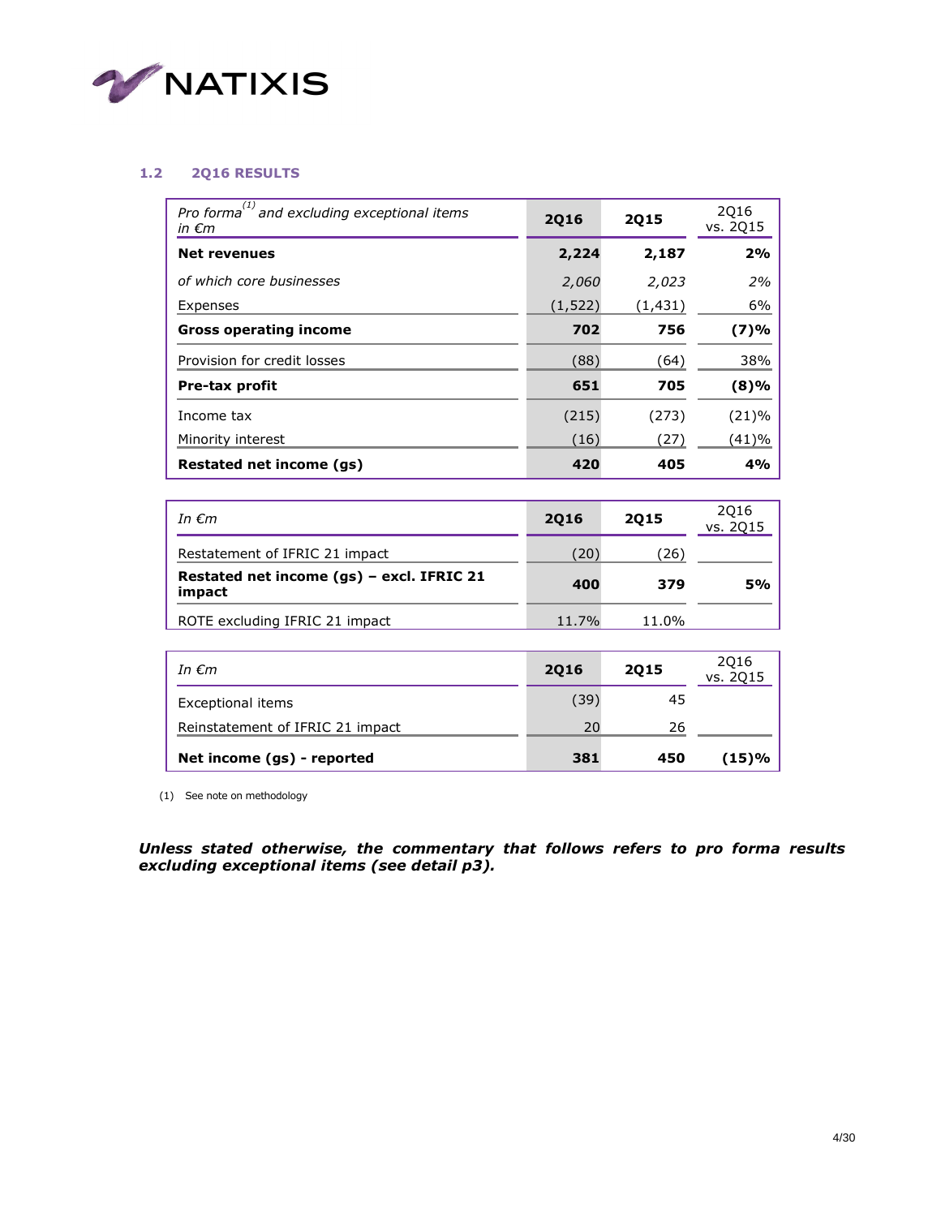### 1.2 2Q16 RESULTS

| *Pro forma*[(1)] *and excluding exceptional items in €m* | 2Q16 | 2Q15 | 2Q16 vs. 2Q15 |
|---|---|---|---|
| **Net revenues** | **2,224** | **2,187** | **2%** |
| *of which core businesses* | *2,060* | *2,023* | *2%* |
| Expenses | (1,522) | (1,431) | 6% |
| **Gross operating income** | **702** | **756** | **(7)%** |
| Provision for credit losses | (88) | (64) | 38% |
| **Pre-tax profit** | **651** | **705** | **(8)%** |
| Income tax | (215) | (273) | (21)% |
| Minority interest | (16) | (27) | (41)% |
| **Restated net income (gs)** | **420** | **405** | **4%** |

| *In €m* | 2Q16 | 2Q15 | 2Q16 vs. 2Q15 |
|---|---|---|---|
| Restatement of IFRIC 21 impact | (20) | (26) | |
| **Restated net income (gs) – excl. IFRIC 21 impact** | **400** | **379** | **5%** |
| ROTE excluding IFRIC 21 impact | 11.7% | 11.0% | |

| *In €m* | 2Q16 | 2Q15 | 2Q16 vs. 2Q15 |
|---|---|---|---|
| Exceptional items | (39) | 45 | |
| Reinstatement of IFRIC 21 impact | 20 | 26 | |
| **Net income (gs) - reported** | **381** | **450** | **(15)%** |

(1) See note on methodology

***Unless stated otherwise, the commentary that follows refers to pro forma results excluding exceptional items (see detail p3).***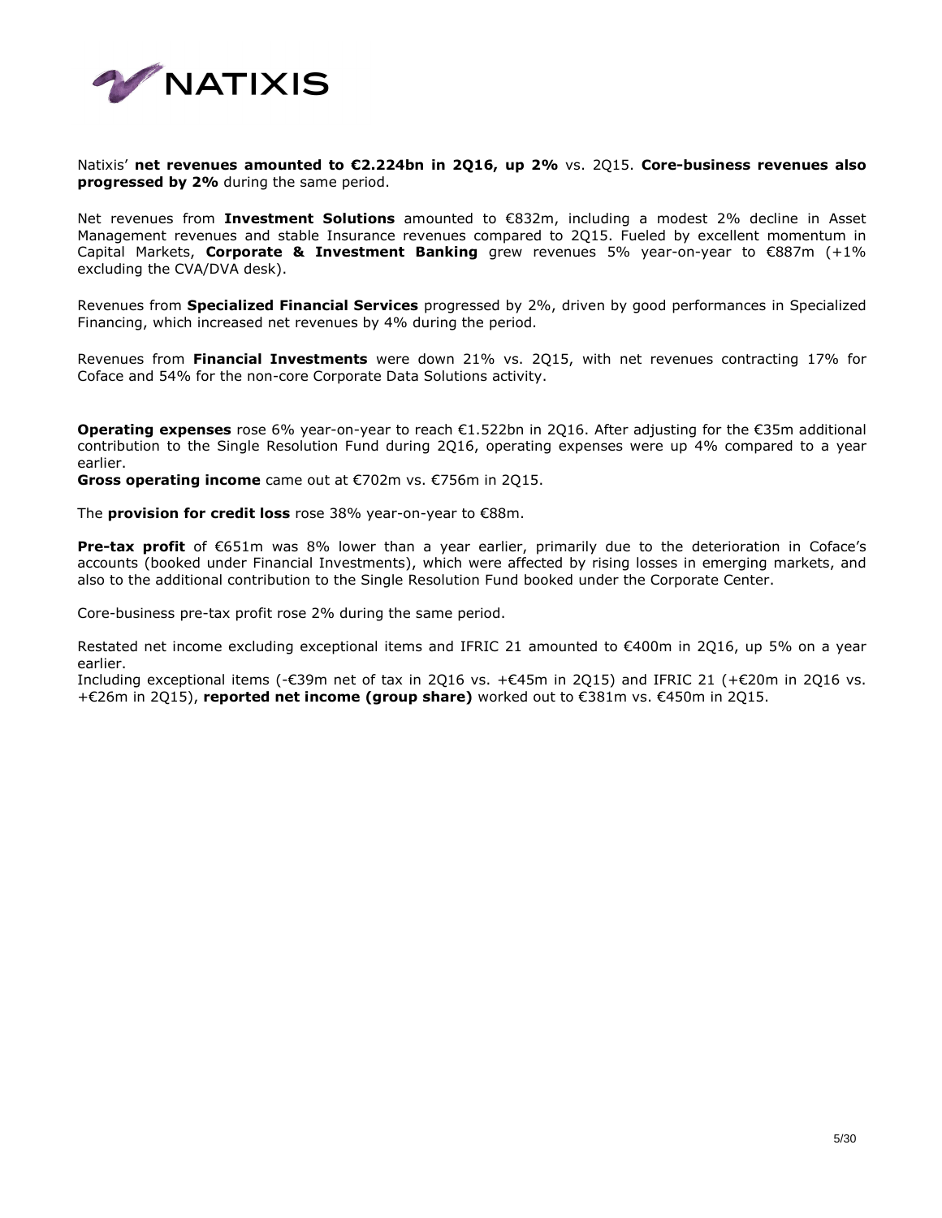Natixis' **net revenues amounted to €2.224bn in 2Q16, up 2%** vs. 2Q15. **Core-business revenues also progressed by 2%** during the same period.

Net revenues from **Investment Solutions** amounted to €832m, including a modest 2% decline in Asset Management revenues and stable Insurance revenues compared to 2Q15. Fueled by excellent momentum in Capital Markets, **Corporate & Investment Banking** grew revenues 5% year-on-year to €887m (+1% excluding the CVA/DVA desk).

Revenues from **Specialized Financial Services** progressed by 2%, driven by good performances in Specialized Financing, which increased net revenues by 4% during the period.

Revenues from **Financial Investments** were down 21% vs. 2Q15, with net revenues contracting 17% for Coface and 54% for the non-core Corporate Data Solutions activity.

**Operating expenses** rose 6% year-on-year to reach €1.522bn in 2Q16. After adjusting for the €35m additional contribution to the Single Resolution Fund during 2Q16, operating expenses were up 4% compared to a year earlier.

**Gross operating income** came out at €702m vs. €756m in 2Q15.

The **provision for credit loss** rose 38% year-on-year to €88m.

**Pre-tax profit** of €651m was 8% lower than a year earlier, primarily due to the deterioration in Coface's accounts (booked under Financial Investments), which were affected by rising losses in emerging markets, and also to the additional contribution to the Single Resolution Fund booked under the Corporate Center.

Core-business pre-tax profit rose 2% during the same period.

Restated net income excluding exceptional items and IFRIC 21 amounted to €400m in 2Q16, up 5% on a year earlier.

Including exceptional items (-€39m net of tax in 2Q16 vs. +€45m in 2Q15) and IFRIC 21 (+€20m in 2Q16 vs. +€26m in 2Q15), **reported net income (group share)** worked out to €381m vs. €450m in 2Q15.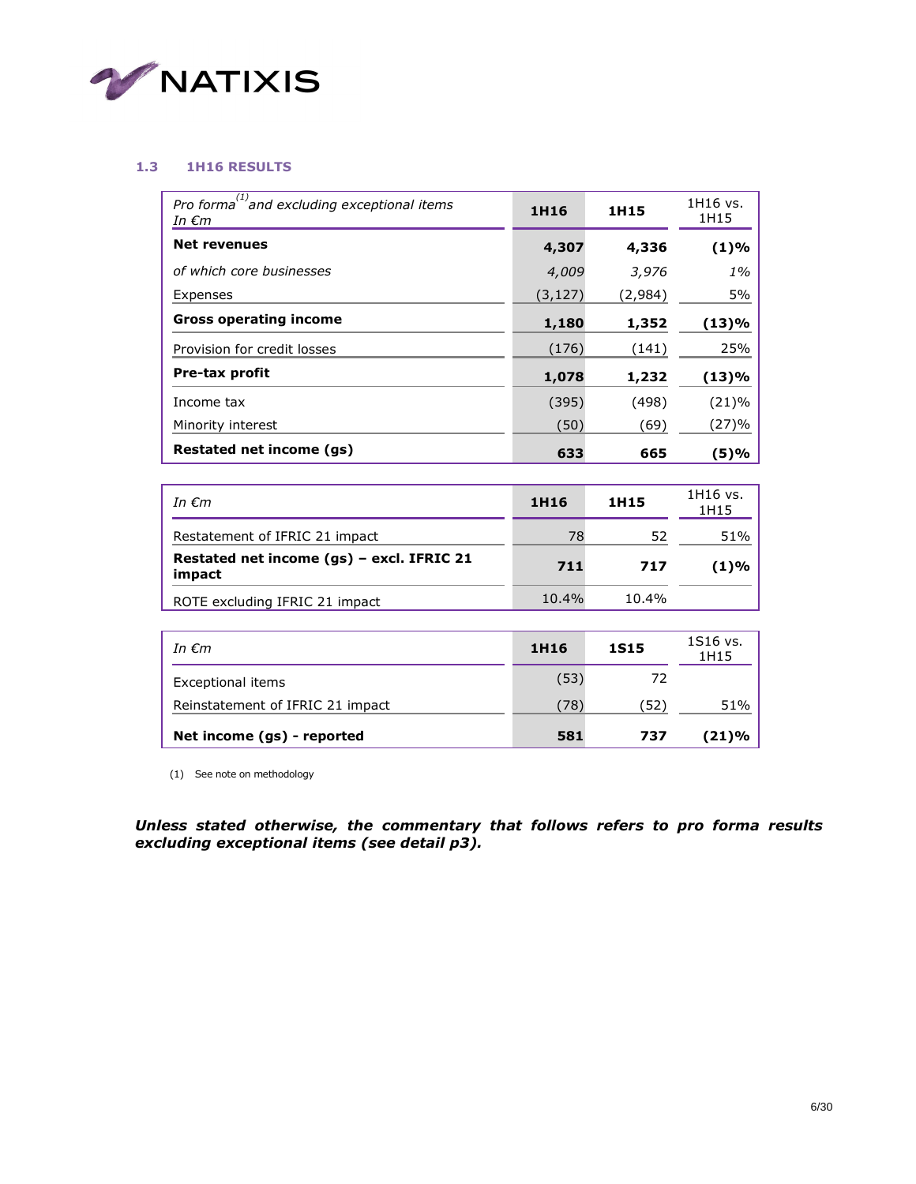### 1.3 1H16 RESULTS

| *Pro forma*[(1)] *and excluding exceptional items* *In €m* | 1H16 | 1H15 | 1H16 vs. 1H15 |
|---|---|---|---|
| **Net revenues** | **4,307** | **4,336** | **(1)%** |
| *of which core businesses* | *4,009* | *3,976* | *1%* |
| Expenses | (3,127) | (2,984) | 5% |
| **Gross operating income** | **1,180** | **1,352** | **(13)%** |
| Provision for credit losses | (176) | (141) | 25% |
| **Pre-tax profit** | **1,078** | **1,232** | **(13)%** |
| Income tax | (395) | (498) | (21)% |
| Minority interest | (50) | (69) | (27)% |
| **Restated net income (gs)** | **633** | **665** | **(5)%** |

| *In €m* | 1H16 | 1H15 | 1H16 vs. 1H15 |
|---|---|---|---|
| Restatement of IFRIC 21 impact | 78 | 52 | 51% |
| **Restated net income (gs) – excl. IFRIC 21 impact** | **711** | **717** | **(1)%** |
| ROTE excluding IFRIC 21 impact | 10.4% | 10.4% | |

| *In €m* | 1H16 | 1S15 | 1S16 vs. 1H15 |
|---|---|---|---|
| Exceptional items | (53) | 72 | |
| Reinstatement of IFRIC 21 impact | (78) | (52) | 51% |
| **Net income (gs) - reported** | **581** | **737** | **(21)%** |

(1) See note on methodology

***Unless stated otherwise, the commentary that follows refers to pro forma results excluding exceptional items (see detail p3).***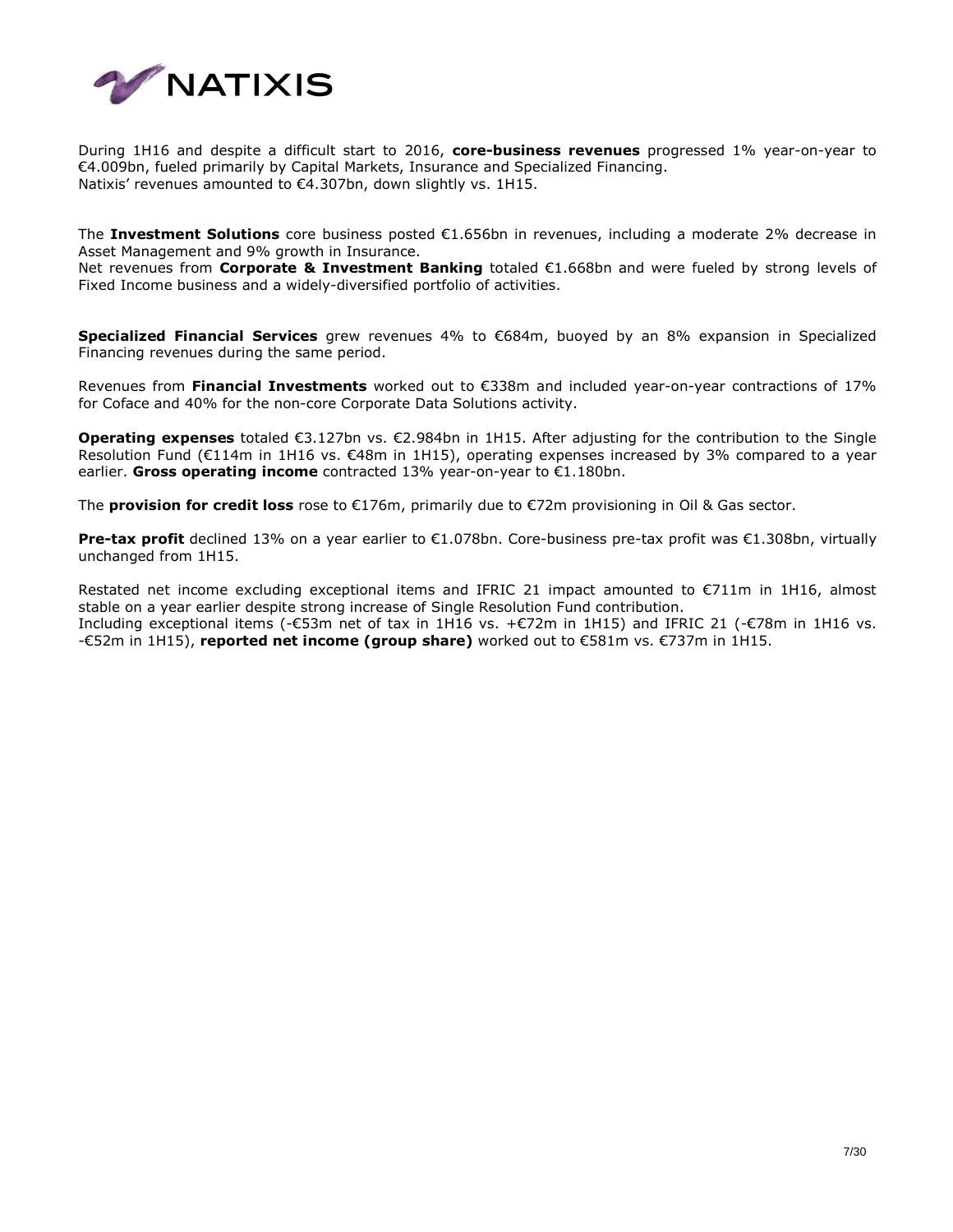During 1H16 and despite a difficult start to 2016, **core-business revenues** progressed 1% year-on-year to €4.009bn, fueled primarily by Capital Markets, Insurance and Specialized Financing.
Natixis' revenues amounted to €4.307bn, down slightly vs. 1H15.

The **Investment Solutions** core business posted €1.656bn in revenues, including a moderate 2% decrease in Asset Management and 9% growth in Insurance.
Net revenues from **Corporate & Investment Banking** totaled €1.668bn and were fueled by strong levels of Fixed Income business and a widely-diversified portfolio of activities.

**Specialized Financial Services** grew revenues 4% to €684m, buoyed by an 8% expansion in Specialized Financing revenues during the same period.

Revenues from **Financial Investments** worked out to €338m and included year-on-year contractions of 17% for Coface and 40% for the non-core Corporate Data Solutions activity.

**Operating expenses** totaled €3.127bn vs. €2.984bn in 1H15. After adjusting for the contribution to the Single Resolution Fund (€114m in 1H16 vs. €48m in 1H15), operating expenses increased by 3% compared to a year earlier. **Gross operating income** contracted 13% year-on-year to €1.180bn.

The **provision for credit loss** rose to €176m, primarily due to €72m provisioning in Oil & Gas sector.

**Pre-tax profit** declined 13% on a year earlier to €1.078bn. Core-business pre-tax profit was €1.308bn, virtually unchanged from 1H15.

Restated net income excluding exceptional items and IFRIC 21 impact amounted to €711m in 1H16, almost stable on a year earlier despite strong increase of Single Resolution Fund contribution.
Including exceptional items (-€53m net of tax in 1H16 vs. +€72m in 1H15) and IFRIC 21 (-€78m in 1H16 vs. -€52m in 1H15), **reported net income (group share)** worked out to €581m vs. €737m in 1H15.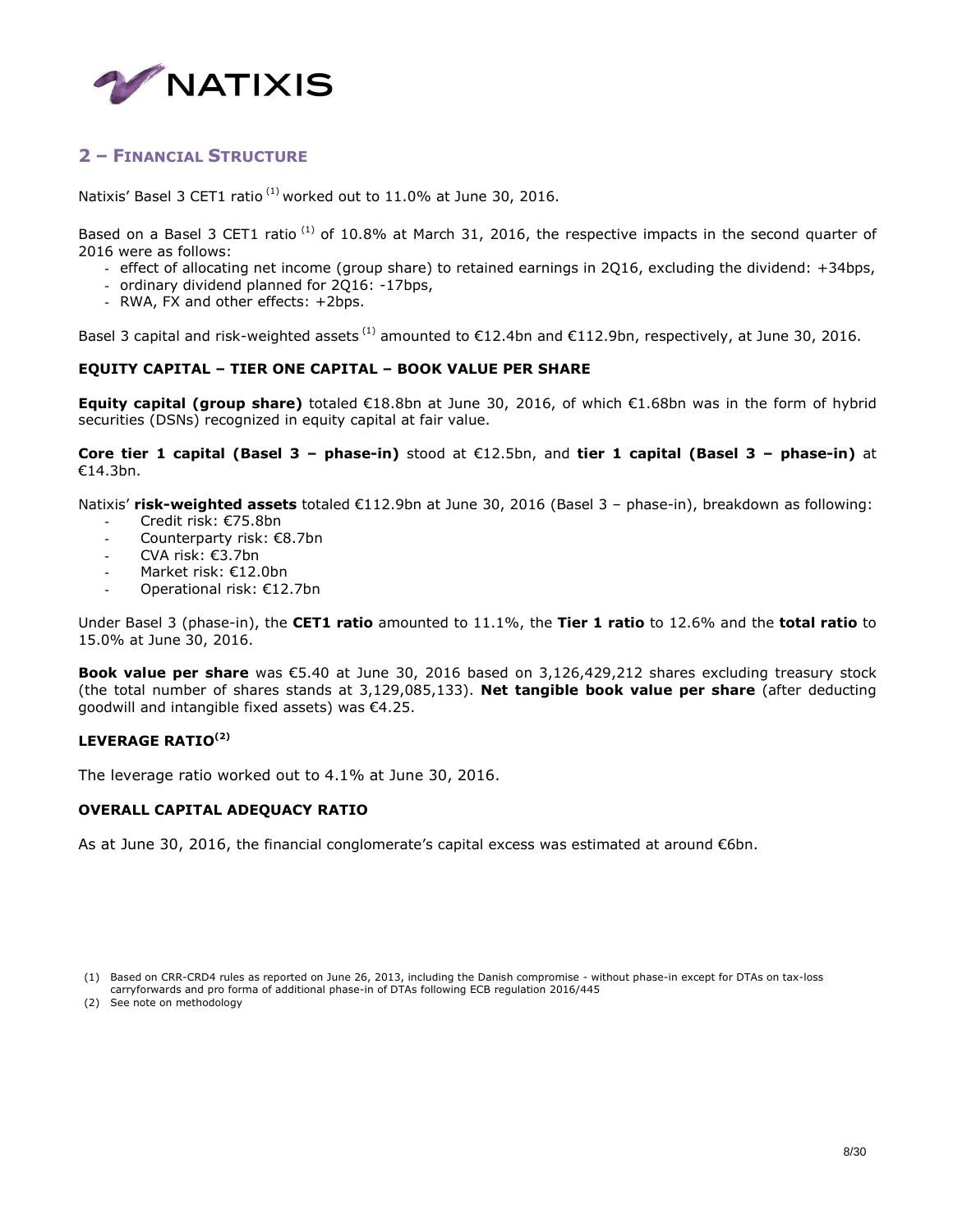## 2 – Financial Structure

Natixis' Basel 3 CET1 ratio [1] worked out to 11.0% at June 30, 2016.

Based on a Basel 3 CET1 ratio [1] of 10.8% at March 31, 2016, the respective impacts in the second quarter of 2016 were as follows:

- effect of allocating net income (group share) to retained earnings in 2Q16, excluding the dividend: +34bps,
- ordinary dividend planned for 2Q16: -17bps,
- RWA, FX and other effects: +2bps.

Basel 3 capital and risk-weighted assets [1] amounted to €12.4bn and €112.9bn, respectively, at June 30, 2016.

### EQUITY CAPITAL – TIER ONE CAPITAL – BOOK VALUE PER SHARE

**Equity capital (group share)** totaled €18.8bn at June 30, 2016, of which €1.68bn was in the form of hybrid securities (DSNs) recognized in equity capital at fair value.

**Core tier 1 capital (Basel 3 – phase-in)** stood at €12.5bn, and **tier 1 capital (Basel 3 – phase-in)** at €14.3bn.

Natixis' **risk-weighted assets** totaled €112.9bn at June 30, 2016 (Basel 3 – phase-in), breakdown as following:

- Credit risk: €75.8bn
- Counterparty risk: €8.7bn
- CVA risk: €3.7bn
- Market risk: €12.0bn
- Operational risk: €12.7bn

Under Basel 3 (phase-in), the **CET1 ratio** amounted to 11.1%, the **Tier 1 ratio** to 12.6% and the **total ratio** to 15.0% at June 30, 2016.

**Book value per share** was €5.40 at June 30, 2016 based on 3,126,429,212 shares excluding treasury stock (the total number of shares stands at 3,129,085,133). **Net tangible book value per share** (after deducting goodwill and intangible fixed assets) was €4.25.

### LEVERAGE RATIO[2]

The leverage ratio worked out to 4.1% at June 30, 2016.

### OVERALL CAPITAL ADEQUACY RATIO

As at June 30, 2016, the financial conglomerate's capital excess was estimated at around €6bn.

(1) Based on CRR-CRD4 rules as reported on June 26, 2013, including the Danish compromise - without phase-in except for DTAs on tax-loss carryforwards and pro forma of additional phase-in of DTAs following ECB regulation 2016/445

(2) See note on methodology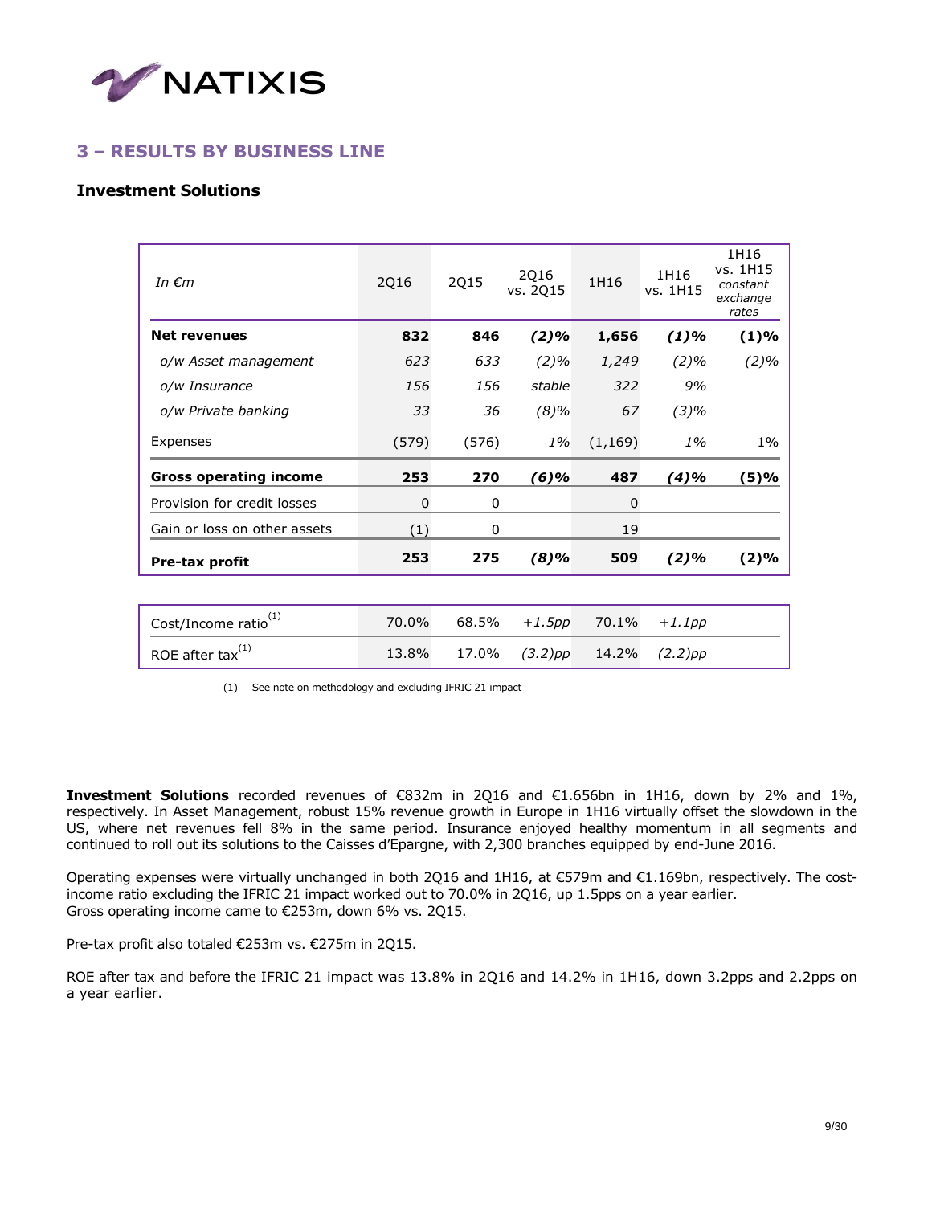## 3 – RESULTS BY BUSINESS LINE

### Investment Solutions

| *In €m* | 2Q16 | 2Q15 | 2Q16 vs. 2Q15 | 1H16 | 1H16 vs. 1H15 | 1H16 vs. 1H15 *constant exchange rates* |
|---|---|---|---|---|---|---|
| **Net revenues** | **832** | **846** | ***(2)%*** | **1,656** | ***(1)%*** | **(1)%** |
| *o/w Asset management* | *623* | *633* | *(2)%* | *1,249* | *(2)%* | *(2)%* |
| *o/w Insurance* | *156* | *156* | *stable* | *322* | *9%* | |
| *o/w Private banking* | *33* | *36* | *(8)%* | *67* | *(3)%* | |
| Expenses | (579) | (576) | *1%* | (1,169) | *1%* | 1% |
| **Gross operating income** | **253** | **270** | ***(6)%*** | **487** | ***(4)%*** | **(5)%** |
| Provision for credit losses | 0 | 0 | | 0 | | |
| Gain or loss on other assets | (1) | 0 | | 19 | | |
| **Pre-tax profit** | **253** | **275** | ***(8)%*** | **509** | ***(2)%*** | **(2)%** |

| | 2Q16 | 2Q15 | 2Q16 vs. 2Q15 | 1H16 | 1H16 vs. 1H15 |
|---|---|---|---|---|---|
| Cost/Income ratio[(1)] | 70.0% | 68.5% | *+1.5pp* | 70.1% | *+1.1pp* |
| ROE after tax[(1)] | 13.8% | 17.0% | *(3.2)pp* | 14.2% | *(2.2)pp* |

(1) See note on methodology and excluding IFRIC 21 impact

**Investment Solutions** recorded revenues of €832m in 2Q16 and €1.656bn in 1H16, down by 2% and 1%, respectively. In Asset Management, robust 15% revenue growth in Europe in 1H16 virtually offset the slowdown in the US, where net revenues fell 8% in the same period. Insurance enjoyed healthy momentum in all segments and continued to roll out its solutions to the Caisses d'Epargne, with 2,300 branches equipped by end-June 2016.

Operating expenses were virtually unchanged in both 2Q16 and 1H16, at €579m and €1.169bn, respectively. The cost-income ratio excluding the IFRIC 21 impact worked out to 70.0% in 2Q16, up 1.5pps on a year earlier.
Gross operating income came to €253m, down 6% vs. 2Q15.

Pre-tax profit also totaled €253m vs. €275m in 2Q15.

ROE after tax and before the IFRIC 21 impact was 13.8% in 2Q16 and 14.2% in 1H16, down 3.2pps and 2.2pps on a year earlier.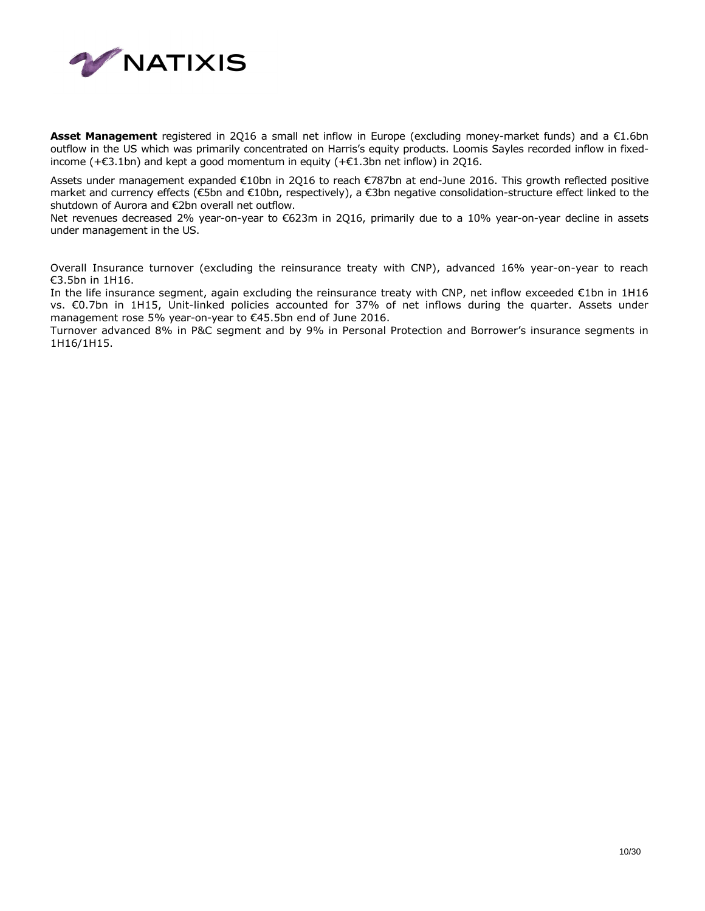**Asset Management** registered in 2Q16 a small net inflow in Europe (excluding money-market funds) and a €1.6bn outflow in the US which was primarily concentrated on Harris's equity products. Loomis Sayles recorded inflow in fixed-income (+€3.1bn) and kept a good momentum in equity (+€1.3bn net inflow) in 2Q16.

Assets under management expanded €10bn in 2Q16 to reach €787bn at end-June 2016. This growth reflected positive market and currency effects (€5bn and €10bn, respectively), a €3bn negative consolidation-structure effect linked to the shutdown of Aurora and €2bn overall net outflow.
Net revenues decreased 2% year-on-year to €623m in 2Q16, primarily due to a 10% year-on-year decline in assets under management in the US.

Overall Insurance turnover (excluding the reinsurance treaty with CNP), advanced 16% year-on-year to reach €3.5bn in 1H16.
In the life insurance segment, again excluding the reinsurance treaty with CNP, net inflow exceeded €1bn in 1H16 vs. €0.7bn in 1H15, Unit-linked policies accounted for 37% of net inflows during the quarter. Assets under management rose 5% year-on-year to €45.5bn end of June 2016.
Turnover advanced 8% in P&C segment and by 9% in Personal Protection and Borrower's insurance segments in 1H16/1H15.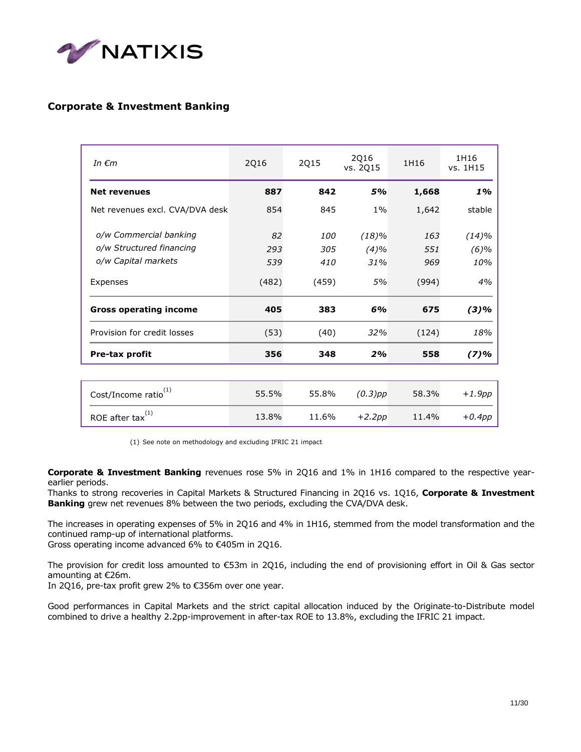## Corporate & Investment Banking

| *In €m* | 2Q16 | 2Q15 | 2Q16 vs. 2Q15 | 1H16 | 1H16 vs. 1H15 |
|---|---|---|---|---|---|
| **Net revenues** | **887** | **842** | ***5%*** | **1,668** | ***1%*** |
| Net revenues excl. CVA/DVA desk | 854 | 845 | 1% | 1,642 | stable |
| *o/w Commercial banking* | *82* | *100* | *(18)%* | *163* | *(14)%* |
| *o/w Structured financing* | *293* | *305* | *(4)%* | *551* | *(6)%* |
| *o/w Capital markets* | *539* | *410* | *31%* | *969* | *10%* |
| Expenses | (482) | (459) | *5%* | (994) | *4%* |
| **Gross operating income** | **405** | **383** | ***6%*** | **675** | ***(3)%*** |
| Provision for credit losses | (53) | (40) | *32%* | (124) | *18%* |
| **Pre-tax profit** | **356** | **348** | ***2%*** | **558** | ***(7)%*** |
| Cost/Income ratio[1] | 55.5% | 55.8% | *(0.3)pp* | 58.3% | *+1.9pp* |
| ROE after tax[1] | 13.8% | 11.6% | *+2.2pp* | 11.4% | *+0.4pp* |

(1) See note on methodology and excluding IFRIC 21 impact

**Corporate & Investment Banking** revenues rose 5% in 2Q16 and 1% in 1H16 compared to the respective year-earlier periods.
Thanks to strong recoveries in Capital Markets & Structured Financing in 2Q16 vs. 1Q16, **Corporate & Investment Banking** grew net revenues 8% between the two periods, excluding the CVA/DVA desk.

The increases in operating expenses of 5% in 2Q16 and 4% in 1H16, stemmed from the model transformation and the continued ramp-up of international platforms.
Gross operating income advanced 6% to €405m in 2Q16.

The provision for credit loss amounted to €53m in 2Q16, including the end of provisioning effort in Oil & Gas sector amounting at €26m.
In 2Q16, pre-tax profit grew 2% to €356m over one year.

Good performances in Capital Markets and the strict capital allocation induced by the Originate-to-Distribute model combined to drive a healthy 2.2pp-improvement in after-tax ROE to 13.8%, excluding the IFRIC 21 impact.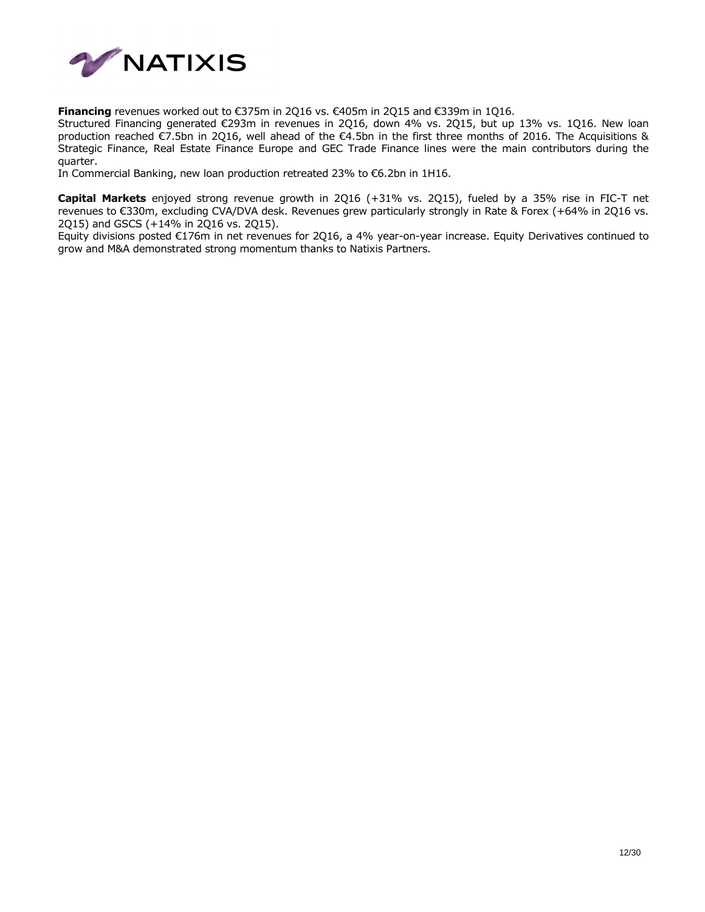**Financing** revenues worked out to €375m in 2Q16 vs. €405m in 2Q15 and €339m in 1Q16.
Structured Financing generated €293m in revenues in 2Q16, down 4% vs. 2Q15, but up 13% vs. 1Q16. New loan production reached €7.5bn in 2Q16, well ahead of the €4.5bn in the first three months of 2016. The Acquisitions & Strategic Finance, Real Estate Finance Europe and GEC Trade Finance lines were the main contributors during the quarter.
In Commercial Banking, new loan production retreated 23% to €6.2bn in 1H16.

**Capital Markets** enjoyed strong revenue growth in 2Q16 (+31% vs. 2Q15), fueled by a 35% rise in FIC-T net revenues to €330m, excluding CVA/DVA desk. Revenues grew particularly strongly in Rate & Forex (+64% in 2Q16 vs. 2Q15) and GSCS (+14% in 2Q16 vs. 2Q15).
Equity divisions posted €176m in net revenues for 2Q16, a 4% year-on-year increase. Equity Derivatives continued to grow and M&A demonstrated strong momentum thanks to Natixis Partners.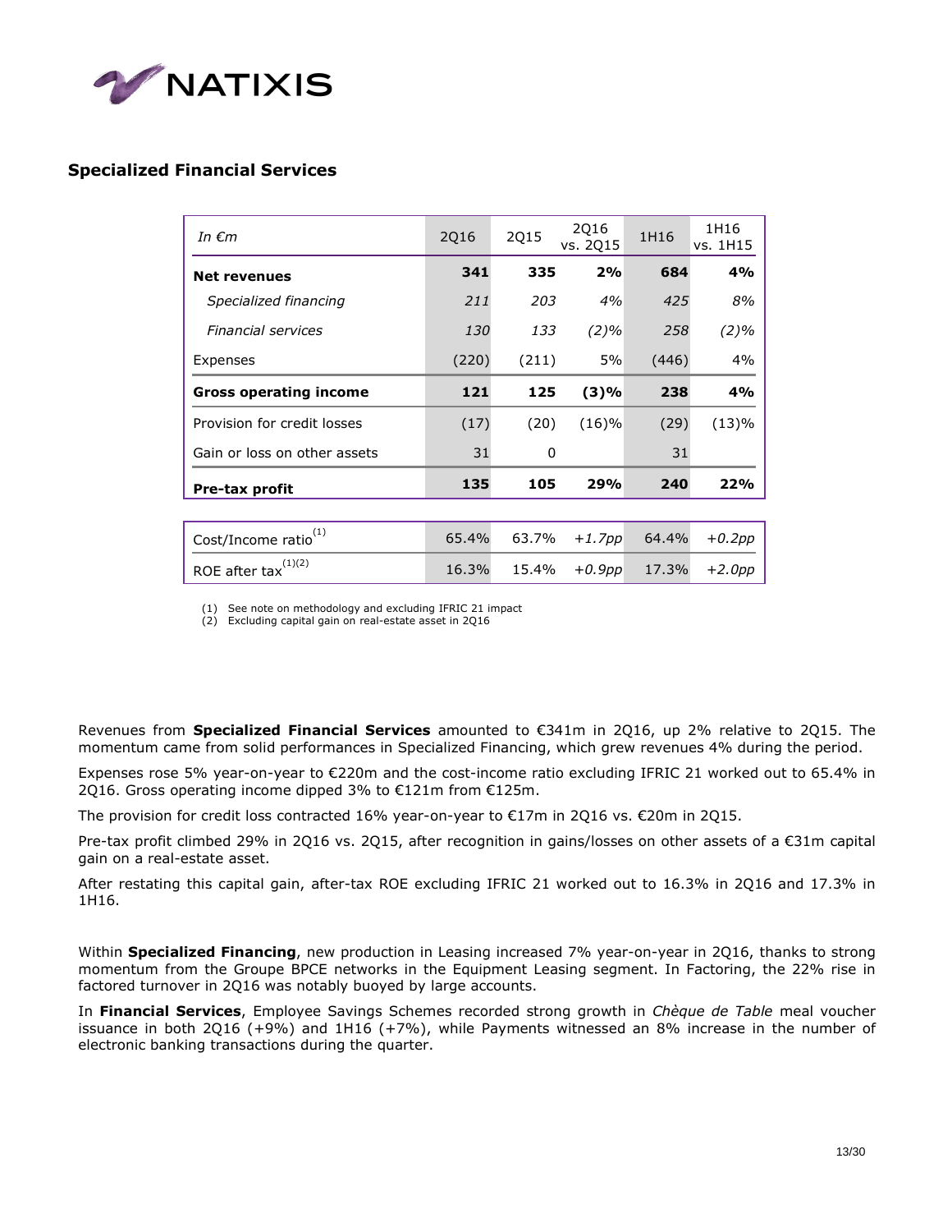## Specialized Financial Services

| *In €m* | 2Q16 | 2Q15 | 2Q16 vs. 2Q15 | 1H16 | 1H16 vs. 1H15 |
|---|---|---|---|---|---|
| **Net revenues** | **341** | **335** | **2%** | **684** | **4%** |
| *Specialized financing* | *211* | *203* | *4%* | *425* | *8%* |
| *Financial services* | *130* | *133* | *(2)%* | *258* | *(2)%* |
| Expenses | (220) | (211) | 5% | (446) | 4% |
| **Gross operating income** | **121** | **125** | **(3)%** | **238** | **4%** |
| Provision for credit losses | (17) | (20) | (16)% | (29) | (13)% |
| Gain or loss on other assets | 31 | 0 | | 31 | |
| **Pre-tax profit** | **135** | **105** | **29%** | **240** | **22%** |
| Cost/Income ratio[1] | 65.4% | 63.7% | *+1.7pp* | 64.4% | *+0.2pp* |
| ROE after tax[1][2] | 16.3% | 15.4% | *+0.9pp* | 17.3% | *+2.0pp* |

(1) See note on methodology and excluding IFRIC 21 impact
(2) Excluding capital gain on real-estate asset in 2Q16

Revenues from **Specialized Financial Services** amounted to €341m in 2Q16, up 2% relative to 2Q15. The momentum came from solid performances in Specialized Financing, which grew revenues 4% during the period.

Expenses rose 5% year-on-year to €220m and the cost-income ratio excluding IFRIC 21 worked out to 65.4% in 2Q16. Gross operating income dipped 3% to €121m from €125m.

The provision for credit loss contracted 16% year-on-year to €17m in 2Q16 vs. €20m in 2Q15.

Pre-tax profit climbed 29% in 2Q16 vs. 2Q15, after recognition in gains/losses on other assets of a €31m capital gain on a real-estate asset.

After restating this capital gain, after-tax ROE excluding IFRIC 21 worked out to 16.3% in 2Q16 and 17.3% in 1H16.

Within **Specialized Financing**, new production in Leasing increased 7% year-on-year in 2Q16, thanks to strong momentum from the Groupe BPCE networks in the Equipment Leasing segment. In Factoring, the 22% rise in factored turnover in 2Q16 was notably buoyed by large accounts.

In **Financial Services**, Employee Savings Schemes recorded strong growth in *Chèque de Table* meal voucher issuance in both 2Q16 (+9%) and 1H16 (+7%), while Payments witnessed an 8% increase in the number of electronic banking transactions during the quarter.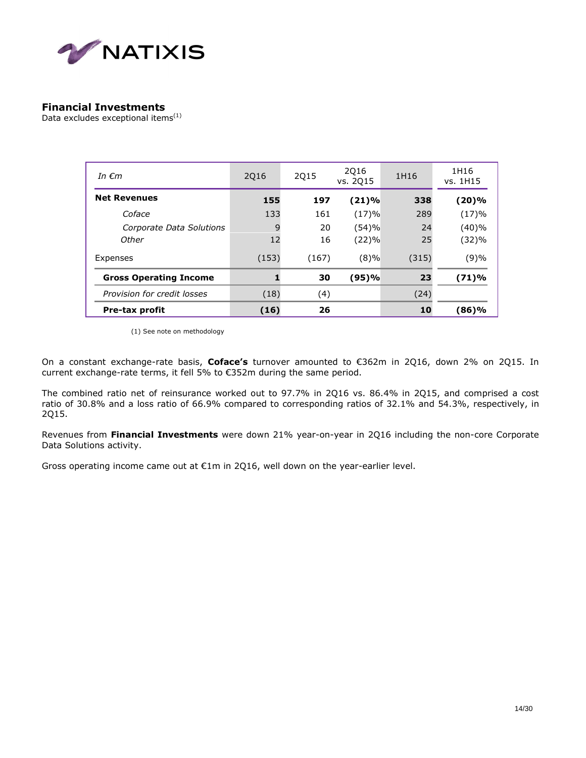## Financial Investments

Data excludes exceptional items[1]

| In €m | 2Q16 | 2Q15 | 2Q16 vs. 2Q15 | 1H16 | 1H16 vs. 1H15 |
|---|---|---|---|---|---|
| **Net Revenues** | **155** | **197** | **(21)%** | **338** | **(20)%** |
| *Coface* | 133 | 161 | (17)% | 289 | (17)% |
| *Corporate Data Solutions* | 9 | 20 | (54)% | 24 | (40)% |
| *Other* | 12 | 16 | (22)% | 25 | (32)% |
| Expenses | (153) | (167) | (8)% | (315) | (9)% |
| **Gross Operating Income** | **1** | **30** | **(95)%** | **23** | **(71)%** |
| *Provision for credit losses* | (18) | (4) | | (24) | |
| **Pre-tax profit** | **(16)** | **26** | | **10** | **(86)%** |

(1) See note on methodology

On a constant exchange-rate basis, **Coface's** turnover amounted to €362m in 2Q16, down 2% on 2Q15. In current exchange-rate terms, it fell 5% to €352m during the same period.

The combined ratio net of reinsurance worked out to 97.7% in 2Q16 vs. 86.4% in 2Q15, and comprised a cost ratio of 30.8% and a loss ratio of 66.9% compared to corresponding ratios of 32.1% and 54.3%, respectively, in 2Q15.

Revenues from **Financial Investments** were down 21% year-on-year in 2Q16 including the non-core Corporate Data Solutions activity.

Gross operating income came out at €1m in 2Q16, well down on the year-earlier level.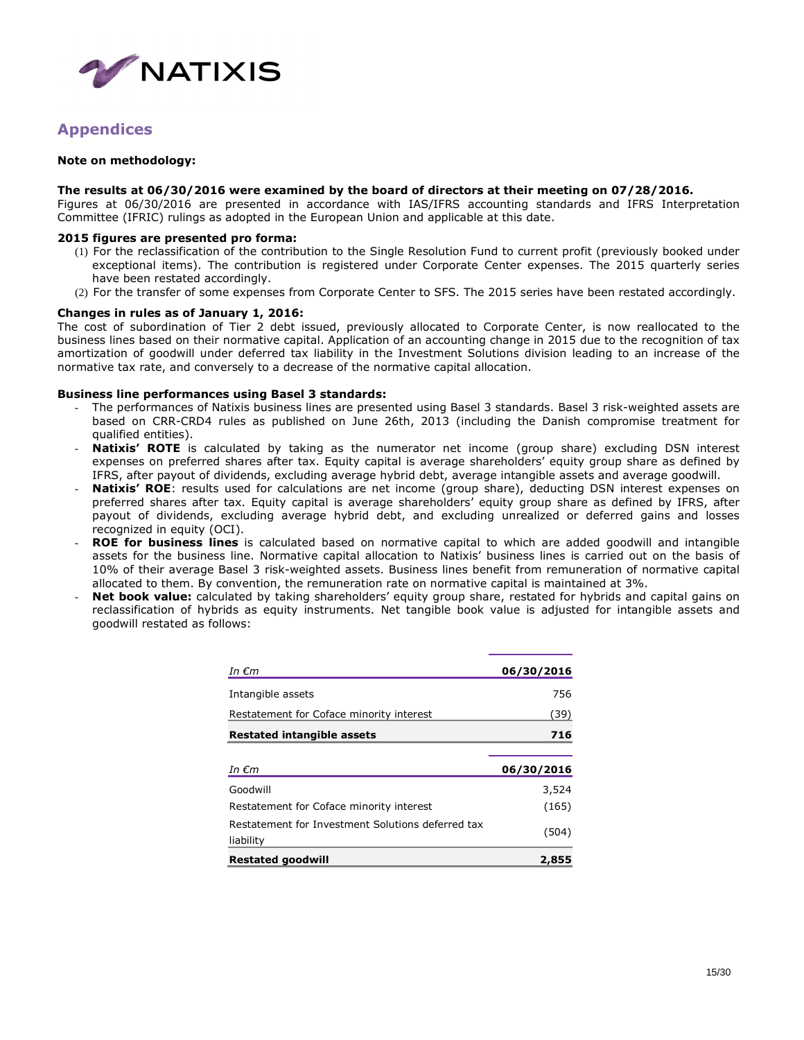## Appendices

**Note on methodology:**

**The results at 06/30/2016 were examined by the board of directors at their meeting on 07/28/2016.**
Figures at 06/30/2016 are presented in accordance with IAS/IFRS accounting standards and IFRS Interpretation Committee (IFRIC) rulings as adopted in the European Union and applicable at this date.

**2015 figures are presented pro forma:**

(1) For the reclassification of the contribution to the Single Resolution Fund to current profit (previously booked under exceptional items). The contribution is registered under Corporate Center expenses. The 2015 quarterly series have been restated accordingly.
(2) For the transfer of some expenses from Corporate Center to SFS. The 2015 series have been restated accordingly.

**Changes in rules as of January 1, 2016:**
The cost of subordination of Tier 2 debt issued, previously allocated to Corporate Center, is now reallocated to the business lines based on their normative capital. Application of an accounting change in 2015 due to the recognition of tax amortization of goodwill under deferred tax liability in the Investment Solutions division leading to an increase of the normative tax rate, and conversely to a decrease of the normative capital allocation.

**Business line performances using Basel 3 standards:**

- The performances of Natixis business lines are presented using Basel 3 standards. Basel 3 risk-weighted assets are based on CRR-CRD4 rules as published on June 26th, 2013 (including the Danish compromise treatment for qualified entities).
- **Natixis' ROTE** is calculated by taking as the numerator net income (group share) excluding DSN interest expenses on preferred shares after tax. Equity capital is average shareholders' equity group share as defined by IFRS, after payout of dividends, excluding average hybrid debt, average intangible assets and average goodwill.
- **Natixis' ROE**: results used for calculations are net income (group share), deducting DSN interest expenses on preferred shares after tax. Equity capital is average shareholders' equity group share as defined by IFRS, after payout of dividends, excluding average hybrid debt, and excluding unrealized or deferred gains and losses recognized in equity (OCI).
- **ROE for business lines** is calculated based on normative capital to which are added goodwill and intangible assets for the business line. Normative capital allocation to Natixis' business lines is carried out on the basis of 10% of their average Basel 3 risk-weighted assets. Business lines benefit from remuneration of normative capital allocated to them. By convention, the remuneration rate on normative capital is maintained at 3%.
- **Net book value:** calculated by taking shareholders' equity group share, restated for hybrids and capital gains on reclassification of hybrids as equity instruments. Net tangible book value is adjusted for intangible assets and goodwill restated as follows:

| *In €m* | **06/30/2016** |
|---|---|
| Intangible assets | 756 |
| Restatement for Coface minority interest | (39) |
| **Restated intangible assets** | **716** |

| *In €m* | **06/30/2016** |
|---|---|
| Goodwill | 3,524 |
| Restatement for Coface minority interest | (165) |
| Restatement for Investment Solutions deferred tax liability | (504) |
| **Restated goodwill** | **2,855** |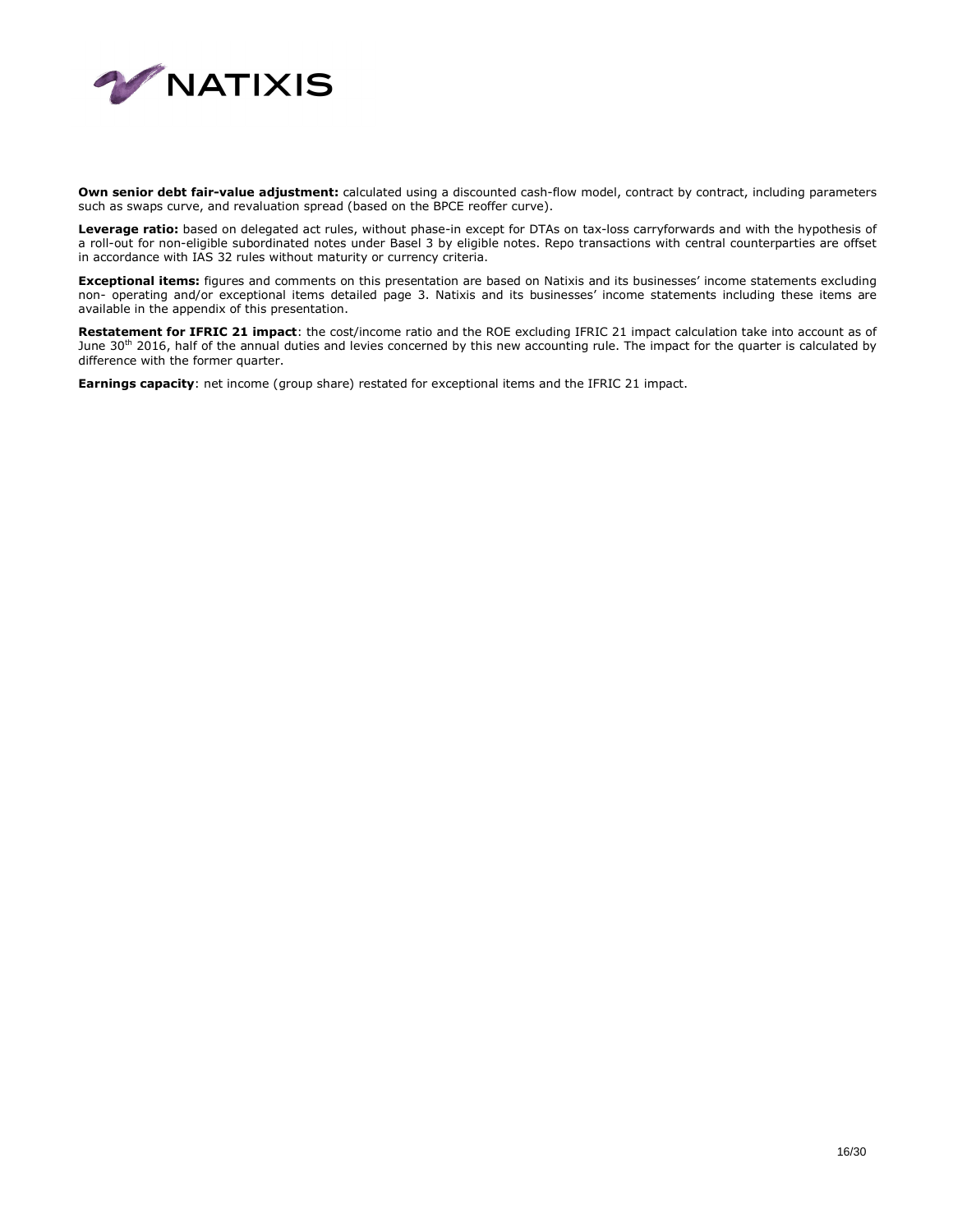**Own senior debt fair-value adjustment:** calculated using a discounted cash-flow model, contract by contract, including parameters such as swaps curve, and revaluation spread (based on the BPCE reoffer curve).

**Leverage ratio:** based on delegated act rules, without phase-in except for DTAs on tax-loss carryforwards and with the hypothesis of a roll-out for non-eligible subordinated notes under Basel 3 by eligible notes. Repo transactions with central counterparties are offset in accordance with IAS 32 rules without maturity or currency criteria.

**Exceptional items:** figures and comments on this presentation are based on Natixis and its businesses' income statements excluding non- operating and/or exceptional items detailed page 3. Natixis and its businesses' income statements including these items are available in the appendix of this presentation.

**Restatement for IFRIC 21 impact**: the cost/income ratio and the ROE excluding IFRIC 21 impact calculation take into account as of June 30th 2016, half of the annual duties and levies concerned by this new accounting rule. The impact for the quarter is calculated by difference with the former quarter.

**Earnings capacity**: net income (group share) restated for exceptional items and the IFRIC 21 impact.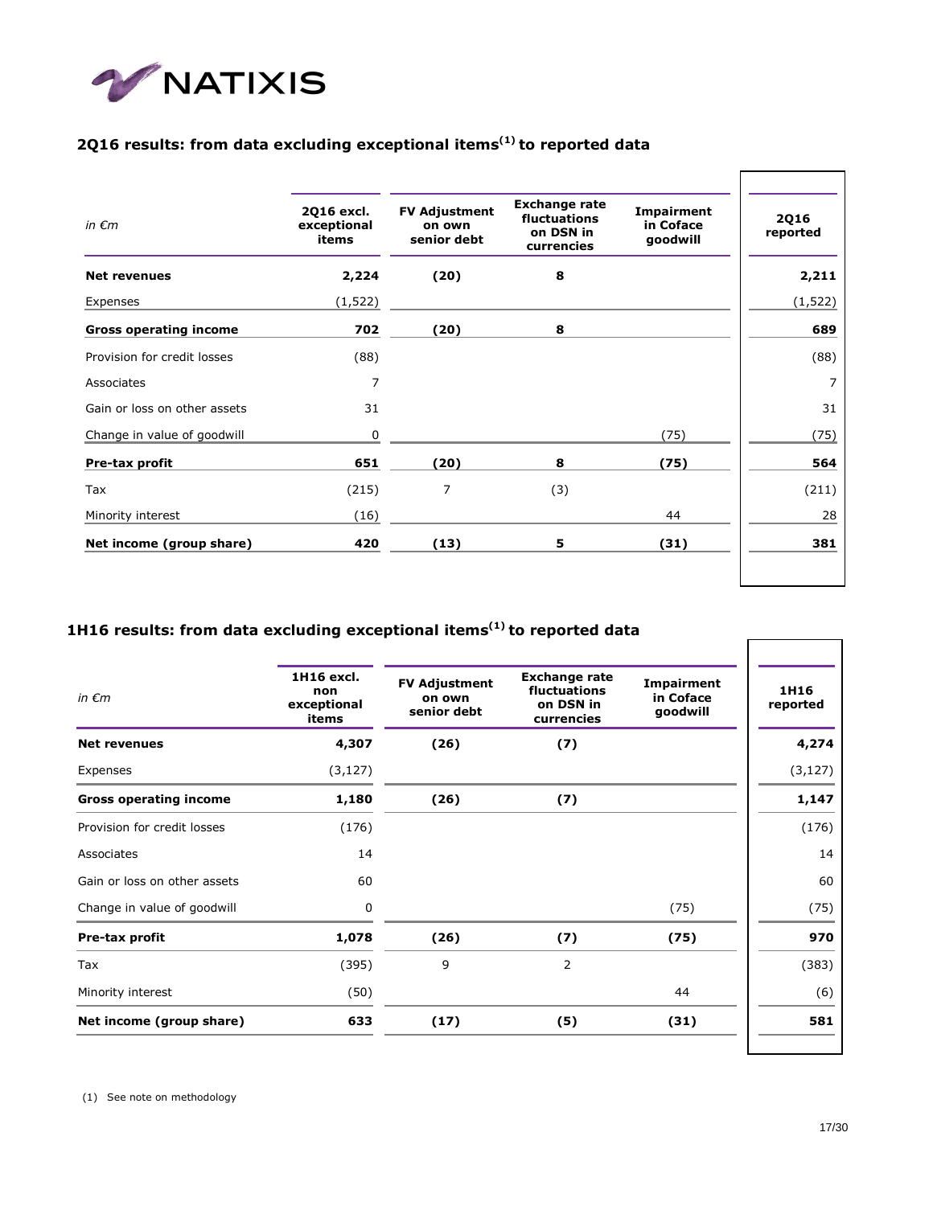## 2Q16 results: from data excluding exceptional items[1] to reported data

| *in €m* | 2Q16 excl. exceptional items | FV Adjustment on own senior debt | Exchange rate fluctuations on DSN in currencies | Impairment in Coface goodwill | 2Q16 reported |
|---|---|---|---|---|---|
| **Net revenues** | **2,224** | **(20)** | **8** | | **2,211** |
| Expenses | (1,522) | | | | (1,522) |
| **Gross operating income** | **702** | **(20)** | **8** | | **689** |
| Provision for credit losses | (88) | | | | (88) |
| Associates | 7 | | | | 7 |
| Gain or loss on other assets | 31 | | | | 31 |
| Change in value of goodwill | 0 | | | (75) | (75) |
| **Pre-tax profit** | **651** | **(20)** | **8** | **(75)** | **564** |
| Tax | (215) | 7 | (3) | | (211) |
| Minority interest | (16) | | | 44 | 28 |
| **Net income (group share)** | **420** | **(13)** | **5** | **(31)** | **381** |

## 1H16 results: from data excluding exceptional items[1] to reported data

| *in €m* | 1H16 excl. non exceptional items | FV Adjustment on own senior debt | Exchange rate fluctuations on DSN in currencies | Impairment in Coface goodwill | 1H16 reported |
|---|---|---|---|---|---|
| **Net revenues** | **4,307** | **(26)** | **(7)** | | **4,274** |
| Expenses | (3,127) | | | | (3,127) |
| **Gross operating income** | **1,180** | **(26)** | **(7)** | | **1,147** |
| Provision for credit losses | (176) | | | | (176) |
| Associates | 14 | | | | 14 |
| Gain or loss on other assets | 60 | | | | 60 |
| Change in value of goodwill | 0 | | | (75) | (75) |
| **Pre-tax profit** | **1,078** | **(26)** | **(7)** | **(75)** | **970** |
| Tax | (395) | 9 | 2 | | (383) |
| Minority interest | (50) | | | 44 | (6) |
| **Net income (group share)** | **633** | **(17)** | **(5)** | **(31)** | **581** |

(1) See note on methodology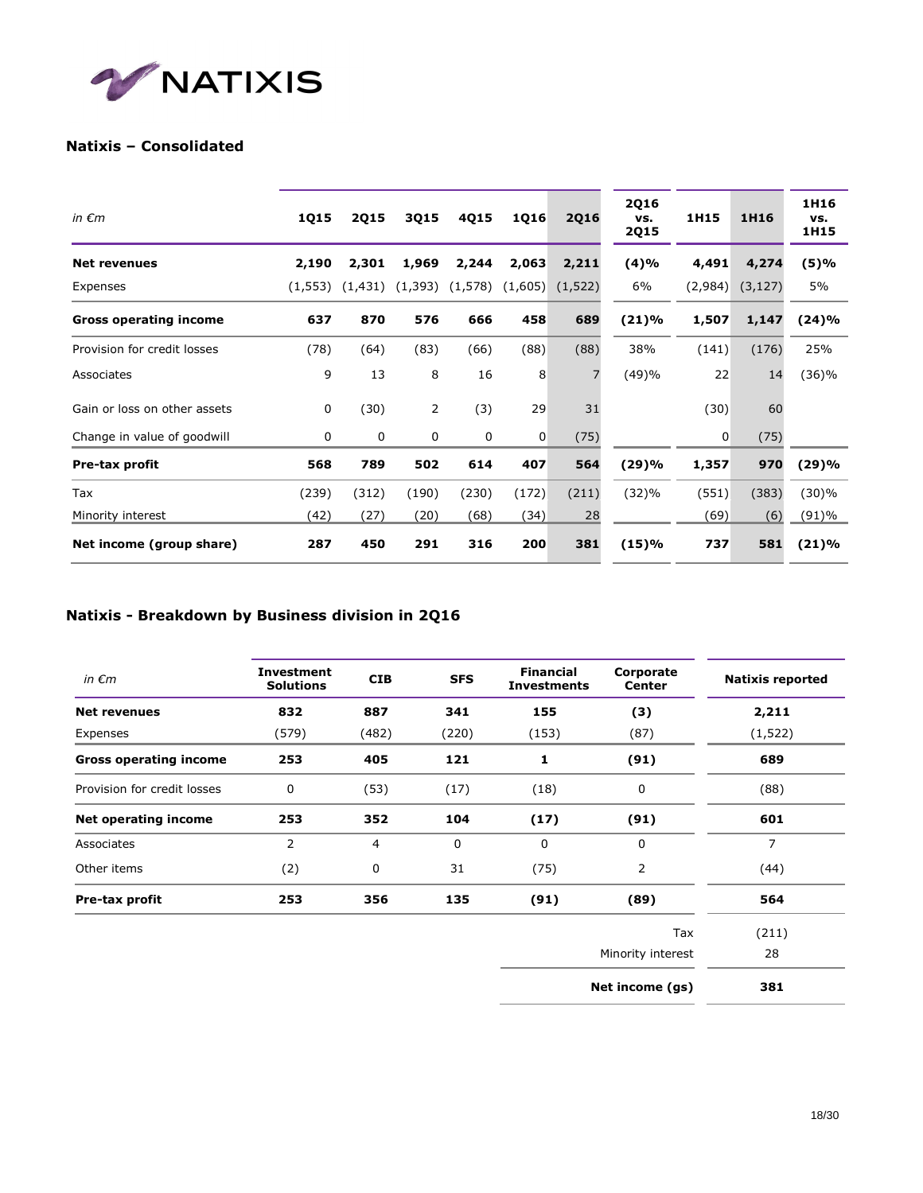## Natixis – Consolidated

| *in €m* | 1Q15 | 2Q15 | 3Q15 | 4Q15 | 1Q16 | 2Q16 | 2Q16 vs. 2Q15 | 1H15 | 1H16 | 1H16 vs. 1H15 |
|---|---|---|---|---|---|---|---|---|---|---|
| **Net revenues** | **2,190** | **2,301** | **1,969** | **2,244** | **2,063** | **2,211** | **(4)%** | **4,491** | **4,274** | **(5)%** |
| Expenses | (1,553) | (1,431) | (1,393) | (1,578) | (1,605) | (1,522) | 6% | (2,984) | (3,127) | 5% |
| **Gross operating income** | **637** | **870** | **576** | **666** | **458** | **689** | **(21)%** | **1,507** | **1,147** | **(24)%** |
| Provision for credit losses | (78) | (64) | (83) | (66) | (88) | (88) | 38% | (141) | (176) | 25% |
| Associates | 9 | 13 | 8 | 16 | 8 | 7 | (49)% | 22 | 14 | (36)% |
| Gain or loss on other assets | 0 | (30) | 2 | (3) | 29 | 31 | | (30) | 60 | |
| Change in value of goodwill | 0 | 0 | 0 | 0 | 0 | (75) | | 0 | (75) | |
| **Pre-tax profit** | **568** | **789** | **502** | **614** | **407** | **564** | **(29)%** | **1,357** | **970** | **(29)%** |
| Tax | (239) | (312) | (190) | (230) | (172) | (211) | (32)% | (551) | (383) | (30)% |
| Minority interest | (42) | (27) | (20) | (68) | (34) | 28 | | (69) | (6) | (91)% |
| **Net income (group share)** | **287** | **450** | **291** | **316** | **200** | **381** | **(15)%** | **737** | **581** | **(21)%** |

## Natixis - Breakdown by Business division in 2Q16

| *in €m* | Investment Solutions | CIB | SFS | Financial Investments | Corporate Center | Natixis reported |
|---|---|---|---|---|---|---|
| **Net revenues** | **832** | **887** | **341** | **155** | **(3)** | **2,211** |
| Expenses | (579) | (482) | (220) | (153) | (87) | (1,522) |
| **Gross operating income** | **253** | **405** | **121** | **1** | **(91)** | **689** |
| Provision for credit losses | 0 | (53) | (17) | (18) | 0 | (88) |
| **Net operating income** | **253** | **352** | **104** | **(17)** | **(91)** | **601** |
| Associates | 2 | 4 | 0 | 0 | 0 | 7 |
| Other items | (2) | 0 | 31 | (75) | 2 | (44) |
| **Pre-tax profit** | **253** | **356** | **135** | **(91)** | **(89)** | **564** |
| | | | | | Tax | (211) |
| | | | | | Minority interest | 28 |
| | | | | | **Net income (gs)** | **381** |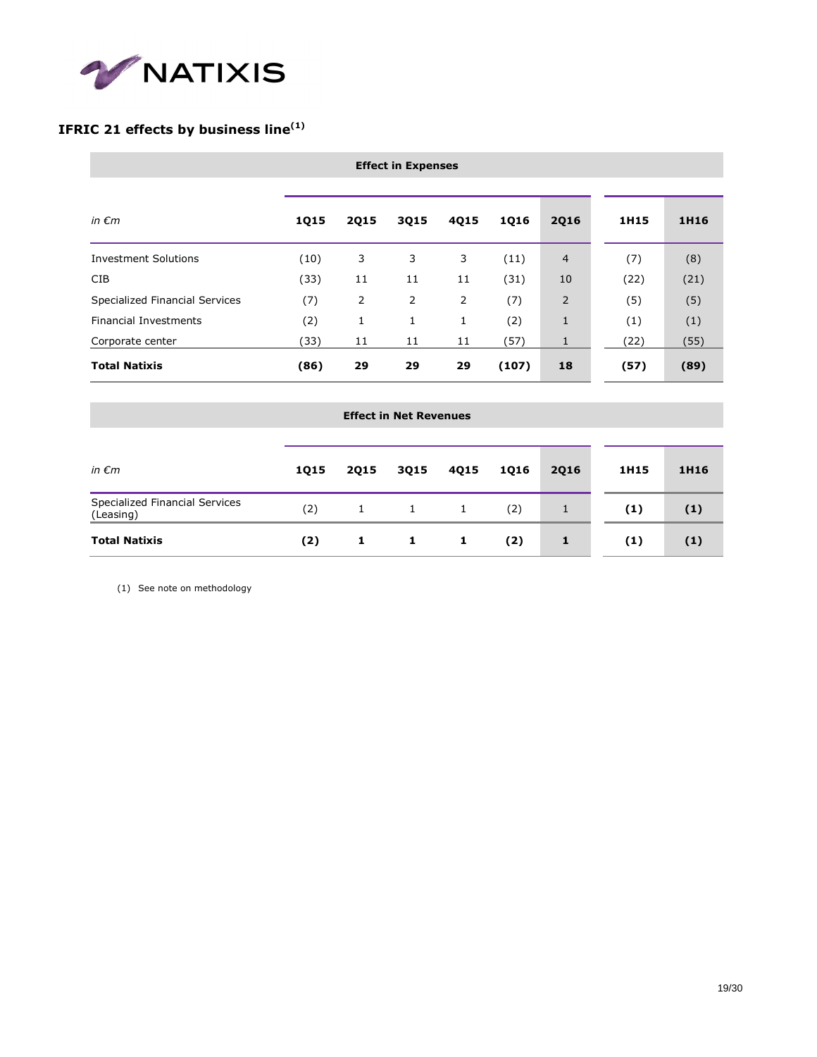## IFRIC 21 effects by business line[1]

| Effect in Expenses | | | | | | | | |
|---|---|---|---|---|---|---|---|---|
| *in €m* | **1Q15** | **2Q15** | **3Q15** | **4Q15** | **1Q16** | **2Q16** | **1H15** | **1H16** |
| Investment Solutions | (10) | 3 | 3 | 3 | (11) | 4 | (7) | (8) |
| CIB | (33) | 11 | 11 | 11 | (31) | 10 | (22) | (21) |
| Specialized Financial Services | (7) | 2 | 2 | 2 | (7) | 2 | (5) | (5) |
| Financial Investments | (2) | 1 | 1 | 1 | (2) | 1 | (1) | (1) |
| Corporate center | (33) | 11 | 11 | 11 | (57) | 1 | (22) | (55) |
| **Total Natixis** | **(86)** | **29** | **29** | **29** | **(107)** | **18** | **(57)** | **(89)** |

| Effect in Net Revenues | | | | | | | | |
|---|---|---|---|---|---|---|---|---|
| *in €m* | **1Q15** | **2Q15** | **3Q15** | **4Q15** | **1Q16** | **2Q16** | **1H15** | **1H16** |
| Specialized Financial Services (Leasing) | (2) | 1 | 1 | 1 | (2) | 1 | **(1)** | **(1)** |
| **Total Natixis** | **(2)** | **1** | **1** | **1** | **(2)** | **1** | **(1)** | **(1)** |

(1) See note on methodology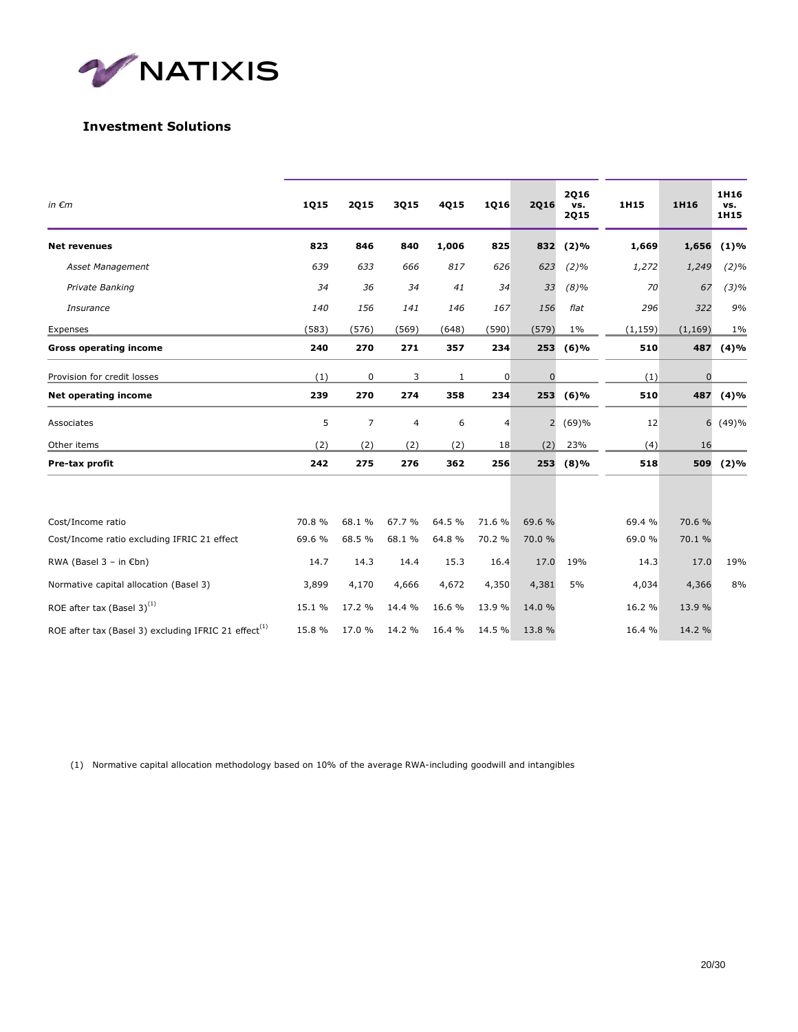## Investment Solutions

| in €m | 1Q15 | 2Q15 | 3Q15 | 4Q15 | 1Q16 | 2Q16 | 2Q16 vs. 2Q15 | 1H15 | 1H16 | 1H16 vs. 1H15 |
|---|---|---|---|---|---|---|---|---|---|---|
| **Net revenues** | **823** | **846** | **840** | **1,006** | **825** | **832** | **(2)%** | **1,669** | **1,656** | **(1)%** |
| *Asset Management* | *639* | *633* | *666* | *817* | *626* | *623* | *(2)%* | *1,272* | *1,249* | *(2)%* |
| *Private Banking* | *34* | *36* | *34* | *41* | *34* | *33* | *(8)%* | *70* | *67* | *(3)%* |
| *Insurance* | *140* | *156* | *141* | *146* | *167* | *156* | *flat* | *296* | *322* | *9%* |
| Expenses | (583) | (576) | (569) | (648) | (590) | (579) | 1% | (1,159) | (1,169) | 1% |
| **Gross operating income** | **240** | **270** | **271** | **357** | **234** | **253** | **(6)%** | **510** | **487** | **(4)%** |
| Provision for credit losses | (1) | 0 | 3 | 1 | 0 | 0 | | (1) | 0 | |
| **Net operating income** | **239** | **270** | **274** | **358** | **234** | **253** | **(6)%** | **510** | **487** | **(4)%** |
| Associates | 5 | 7 | 4 | 6 | 4 | 2 | (69)% | 12 | 6 | (49)% |
| Other items | (2) | (2) | (2) | (2) | 18 | (2) | 23% | (4) | 16 | |
| **Pre-tax profit** | **242** | **275** | **276** | **362** | **256** | **253** | **(8)%** | **518** | **509** | **(2)%** |
| | | | | | | | | | | |
| Cost/Income ratio | 70.8 % | 68.1 % | 67.7 % | 64.5 % | 71.6 % | 69.6 % | | 69.4 % | 70.6 % | |
| Cost/Income ratio excluding IFRIC 21 effect | 69.6 % | 68.5 % | 68.1 % | 64.8 % | 70.2 % | 70.0 % | | 69.0 % | 70.1 % | |
| RWA (Basel 3 – in €bn) | 14.7 | 14.3 | 14.4 | 15.3 | 16.4 | 17.0 | 19% | 14.3 | 17.0 | 19% |
| Normative capital allocation (Basel 3) | 3,899 | 4,170 | 4,666 | 4,672 | 4,350 | 4,381 | 5% | 4,034 | 4,366 | 8% |
| ROE after tax (Basel 3)[1] | 15.1 % | 17.2 % | 14.4 % | 16.6 % | 13.9 % | 14.0 % | | 16.2 % | 13.9 % | |
| ROE after tax (Basel 3) excluding IFRIC 21 effect[1] | 15.8 % | 17.0 % | 14.2 % | 16.4 % | 14.5 % | 13.8 % | | 16.4 % | 14.2 % | |

(1) Normative capital allocation methodology based on 10% of the average RWA-including goodwill and intangibles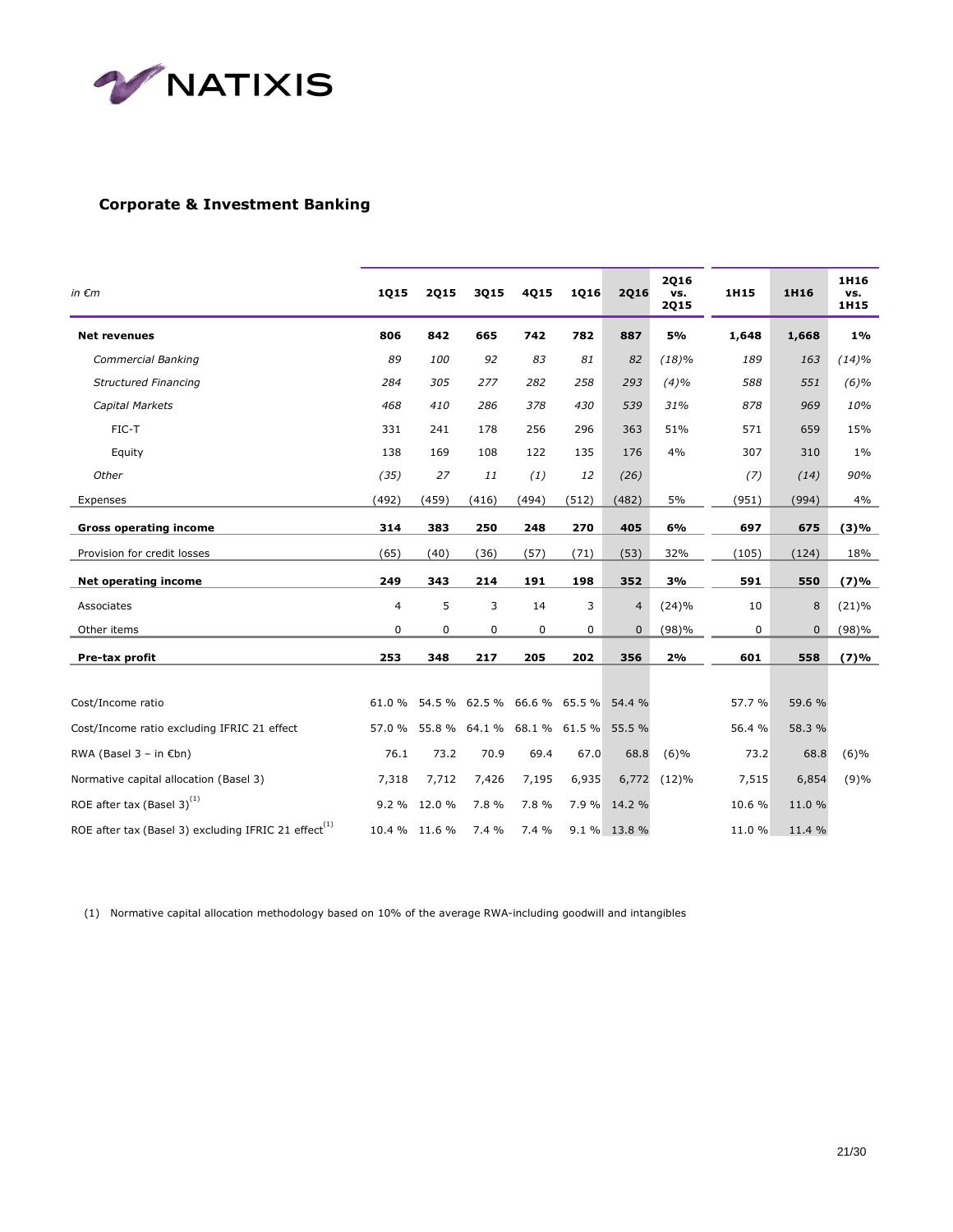## Corporate & Investment Banking

| in €m | 1Q15 | 2Q15 | 3Q15 | 4Q15 | 1Q16 | 2Q16 | 2Q16 vs. 2Q15 | 1H15 | 1H16 | 1H16 vs. 1H15 |
|---|---|---|---|---|---|---|---|---|---|---|
| **Net revenues** | **806** | **842** | **665** | **742** | **782** | **887** | **5%** | **1,648** | **1,668** | **1%** |
| *Commercial Banking* | *89* | *100* | *92* | *83* | *81* | *82* | *(18)%* | *189* | *163* | *(14)%* |
| *Structured Financing* | *284* | *305* | *277* | *282* | *258* | *293* | *(4)%* | *588* | *551* | *(6)%* |
| *Capital Markets* | *468* | *410* | *286* | *378* | *430* | *539* | *31%* | *878* | *969* | *10%* |
| FIC-T | 331 | 241 | 178 | 256 | 296 | 363 | 51% | 571 | 659 | 15% |
| Equity | 138 | 169 | 108 | 122 | 135 | 176 | 4% | 307 | 310 | 1% |
| *Other* | *(35)* | *27* | *11* | *(1)* | *12* | *(26)* | | *(7)* | *(14)* | *90%* |
| Expenses | (492) | (459) | (416) | (494) | (512) | (482) | 5% | (951) | (994) | 4% |
| **Gross operating income** | **314** | **383** | **250** | **248** | **270** | **405** | **6%** | **697** | **675** | **(3)%** |
| Provision for credit losses | (65) | (40) | (36) | (57) | (71) | (53) | 32% | (105) | (124) | 18% |
| **Net operating income** | **249** | **343** | **214** | **191** | **198** | **352** | **3%** | **591** | **550** | **(7)%** |
| Associates | 4 | 5 | 3 | 14 | 3 | 4 | (24)% | 10 | 8 | (21)% |
| Other items | 0 | 0 | 0 | 0 | 0 | 0 | (98)% | 0 | 0 | (98)% |
| **Pre-tax profit** | **253** | **348** | **217** | **205** | **202** | **356** | **2%** | **601** | **558** | **(7)%** |
| | | | | | | | | | | |
| Cost/Income ratio | 61.0 % | 54.5 % | 62.5 % | 66.6 % | 65.5 % | 54.4 % | | 57.7 % | 59.6 % | |
| Cost/Income ratio excluding IFRIC 21 effect | 57.0 % | 55.8 % | 64.1 % | 68.1 % | 61.5 % | 55.5 % | | 56.4 % | 58.3 % | |
| RWA (Basel 3 – in €bn) | 76.1 | 73.2 | 70.9 | 69.4 | 67.0 | 68.8 | (6)% | 73.2 | 68.8 | (6)% |
| Normative capital allocation (Basel 3) | 7,318 | 7,712 | 7,426 | 7,195 | 6,935 | 6,772 | (12)% | 7,515 | 6,854 | (9)% |
| ROE after tax (Basel 3)[1] | 9.2 % | 12.0 % | 7.8 % | 7.8 % | 7.9 % | 14.2 % | | 10.6 % | 11.0 % | |
| ROE after tax (Basel 3) excluding IFRIC 21 effect[1] | 10.4 % | 11.6 % | 7.4 % | 7.4 % | 9.1 % | 13.8 % | | 11.0 % | 11.4 % | |

(1) Normative capital allocation methodology based on 10% of the average RWA-including goodwill and intangibles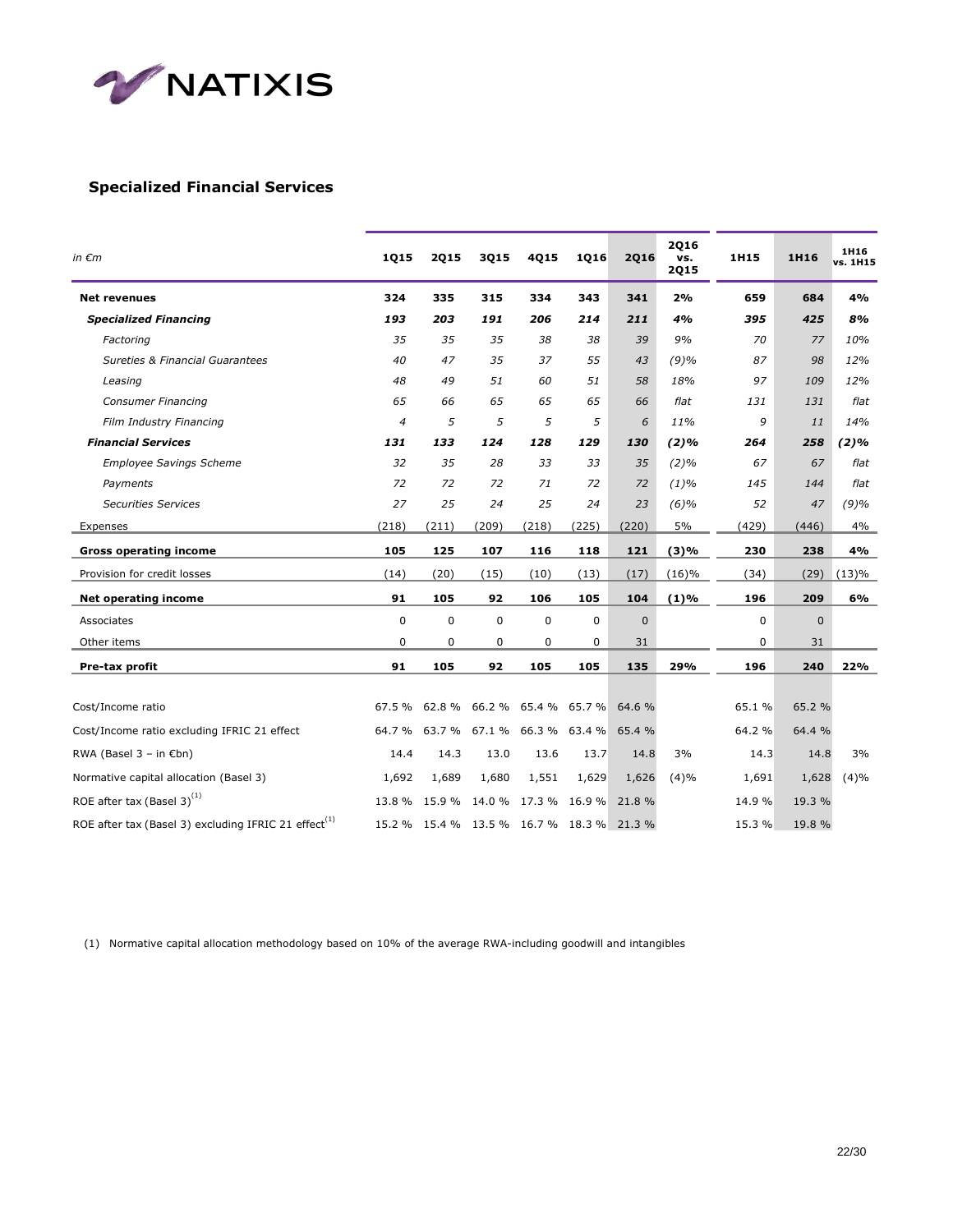## Specialized Financial Services

| *in €m* | 1Q15 | 2Q15 | 3Q15 | 4Q15 | 1Q16 | 2Q16 | 2Q16 vs. 2Q15 | 1H15 | 1H16 | 1H16 vs. 1H15 |
|---|---|---|---|---|---|---|---|---|---|---|
| **Net revenues** | **324** | **335** | **315** | **334** | **343** | **341** | **2%** | **659** | **684** | **4%** |
| ***Specialized Financing*** | ***193*** | ***203*** | ***191*** | ***206*** | ***214*** | ***211*** | ***4%*** | ***395*** | ***425*** | ***8%*** |
| *Factoring* | *35* | *35* | *35* | *38* | *38* | *39* | *9%* | *70* | *77* | *10%* |
| *Sureties & Financial Guarantees* | *40* | *47* | *35* | *37* | *55* | *43* | *(9)%* | *87* | *98* | *12%* |
| *Leasing* | *48* | *49* | *51* | *60* | *51* | *58* | *18%* | *97* | *109* | *12%* |
| *Consumer Financing* | *65* | *66* | *65* | *65* | *65* | *66* | *flat* | *131* | *131* | *flat* |
| *Film Industry Financing* | *4* | *5* | *5* | *5* | *5* | *6* | *11%* | *9* | *11* | *14%* |
| ***Financial Services*** | ***131*** | ***133*** | ***124*** | ***128*** | ***129*** | ***130*** | ***(2)%*** | ***264*** | ***258*** | ***(2)%*** |
| *Employee Savings Scheme* | *32* | *35* | *28* | *33* | *33* | *35* | *(2)%* | *67* | *67* | *flat* |
| *Payments* | *72* | *72* | *72* | *71* | *72* | *72* | *(1)%* | *145* | *144* | *flat* |
| *Securities Services* | *27* | *25* | *24* | *25* | *24* | *23* | *(6)%* | *52* | *47* | *(9)%* |
| Expenses | (218) | (211) | (209) | (218) | (225) | (220) | 5% | (429) | (446) | 4% |
| **Gross operating income** | **105** | **125** | **107** | **116** | **118** | **121** | **(3)%** | **230** | **238** | **4%** |
| Provision for credit losses | (14) | (20) | (15) | (10) | (13) | (17) | (16)% | (34) | (29) | (13)% |
| **Net operating income** | **91** | **105** | **92** | **106** | **105** | **104** | **(1)%** | **196** | **209** | **6%** |
| Associates | 0 | 0 | 0 | 0 | 0 | 0 | | 0 | 0 | |
| Other items | 0 | 0 | 0 | 0 | 0 | 31 | | 0 | 31 | |
| **Pre-tax profit** | **91** | **105** | **92** | **105** | **105** | **135** | **29%** | **196** | **240** | **22%** |
| | | | | | | | | | | |
| Cost/Income ratio | 67.5 % | 62.8 % | 66.2 % | 65.4 % | 65.7 % | 64.6 % | | 65.1 % | 65.2 % | |
| Cost/Income ratio excluding IFRIC 21 effect | 64.7 % | 63.7 % | 67.1 % | 66.3 % | 63.4 % | 65.4 % | | 64.2 % | 64.4 % | |
| RWA (Basel 3 – in €bn) | 14.4 | 14.3 | 13.0 | 13.6 | 13.7 | 14.8 | 3% | 14.3 | 14.8 | 3% |
| Normative capital allocation (Basel 3) | 1,692 | 1,689 | 1,680 | 1,551 | 1,629 | 1,626 | (4)% | 1,691 | 1,628 | (4)% |
| ROE after tax (Basel 3)[1] | 13.8 % | 15.9 % | 14.0 % | 17.3 % | 16.9 % | 21.8 % | | 14.9 % | 19.3 % | |
| ROE after tax (Basel 3) excluding IFRIC 21 effect[1] | 15.2 % | 15.4 % | 13.5 % | 16.7 % | 18.3 % | 21.3 % | | 15.3 % | 19.8 % | |

(1) Normative capital allocation methodology based on 10% of the average RWA-including goodwill and intangibles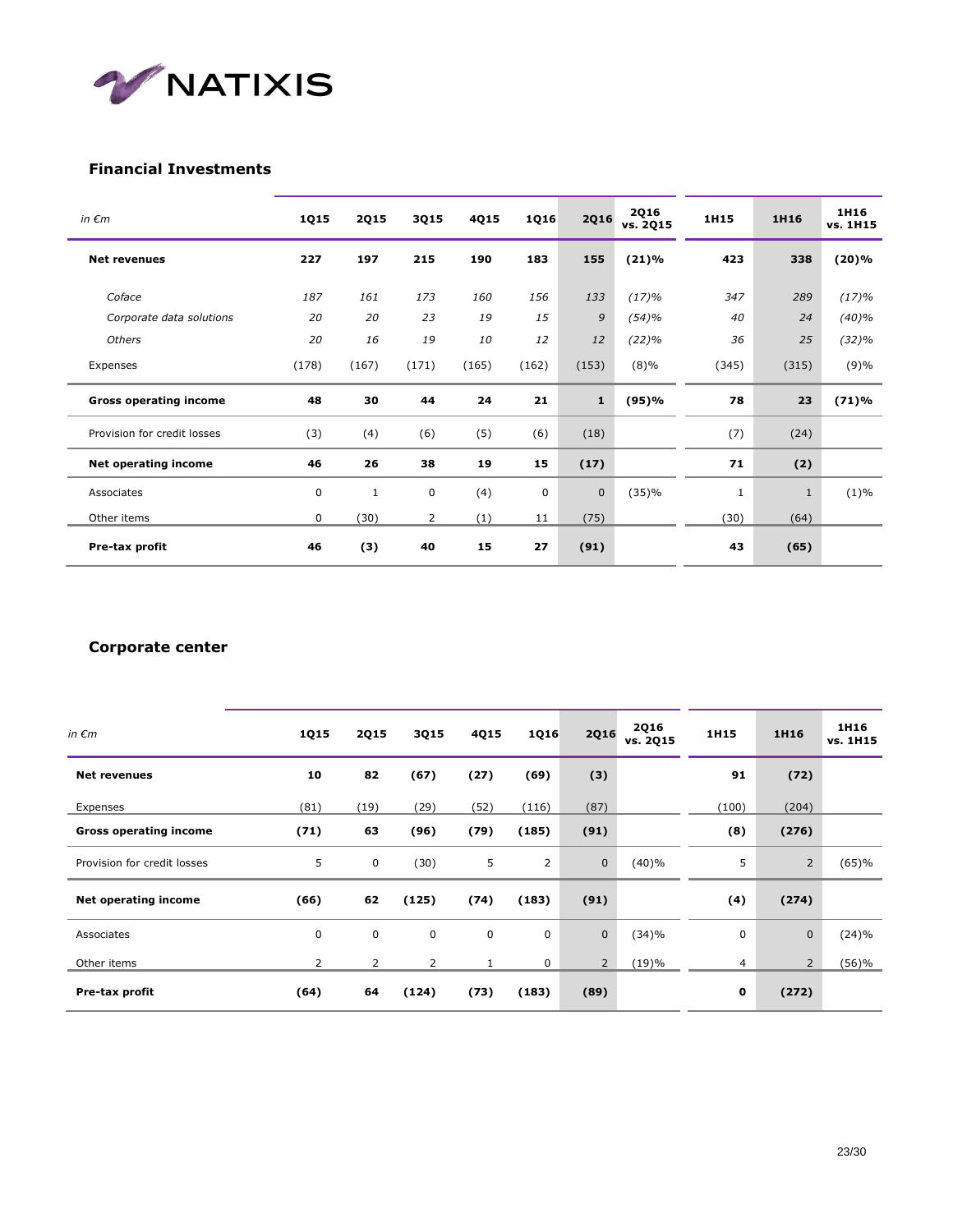## Financial Investments

| in €m | 1Q15 | 2Q15 | 3Q15 | 4Q15 | 1Q16 | 2Q16 | 2Q16 vs. 2Q15 | 1H15 | 1H16 | 1H16 vs. 1H15 |
|---|---|---|---|---|---|---|---|---|---|---|
| **Net revenues** | **227** | **197** | **215** | **190** | **183** | **155** | **(21)%** | **423** | **338** | **(20)%** |
| *Coface* | *187* | *161* | *173* | *160* | *156* | *133* | *(17)%* | *347* | *289* | *(17)%* |
| *Corporate data solutions* | *20* | *20* | *23* | *19* | *15* | *9* | *(54)%* | *40* | *24* | *(40)%* |
| *Others* | *20* | *16* | *19* | *10* | *12* | *12* | *(22)%* | *36* | *25* | *(32)%* |
| Expenses | (178) | (167) | (171) | (165) | (162) | (153) | (8)% | (345) | (315) | (9)% |
| **Gross operating income** | **48** | **30** | **44** | **24** | **21** | **1** | **(95)%** | **78** | **23** | **(71)%** |
| Provision for credit losses | (3) | (4) | (6) | (5) | (6) | (18) | | (7) | (24) | |
| **Net operating income** | **46** | **26** | **38** | **19** | **15** | **(17)** | | **71** | **(2)** | |
| Associates | 0 | 1 | 0 | (4) | 0 | 0 | (35)% | 1 | 1 | (1)% |
| Other items | 0 | (30) | 2 | (1) | 11 | (75) | | (30) | (64) | |
| **Pre-tax profit** | **46** | **(3)** | **40** | **15** | **27** | **(91)** | | **43** | **(65)** | |

## Corporate center

| in €m | 1Q15 | 2Q15 | 3Q15 | 4Q15 | 1Q16 | 2Q16 | 2Q16 vs. 2Q15 | 1H15 | 1H16 | 1H16 vs. 1H15 |
|---|---|---|---|---|---|---|---|---|---|---|
| **Net revenues** | **10** | **82** | **(67)** | **(27)** | **(69)** | **(3)** | | **91** | **(72)** | |
| Expenses | (81) | (19) | (29) | (52) | (116) | (87) | | (100) | (204) | |
| **Gross operating income** | **(71)** | **63** | **(96)** | **(79)** | **(185)** | **(91)** | | **(8)** | **(276)** | |
| Provision for credit losses | 5 | 0 | (30) | 5 | 2 | 0 | (40)% | 5 | 2 | (65)% |
| **Net operating income** | **(66)** | **62** | **(125)** | **(74)** | **(183)** | **(91)** | | **(4)** | **(274)** | |
| Associates | 0 | 0 | 0 | 0 | 0 | 0 | (34)% | 0 | 0 | (24)% |
| Other items | 2 | 2 | 2 | 1 | 0 | 2 | (19)% | 4 | 2 | (56)% |
| **Pre-tax profit** | **(64)** | **64** | **(124)** | **(73)** | **(183)** | **(89)** | | **0** | **(272)** | |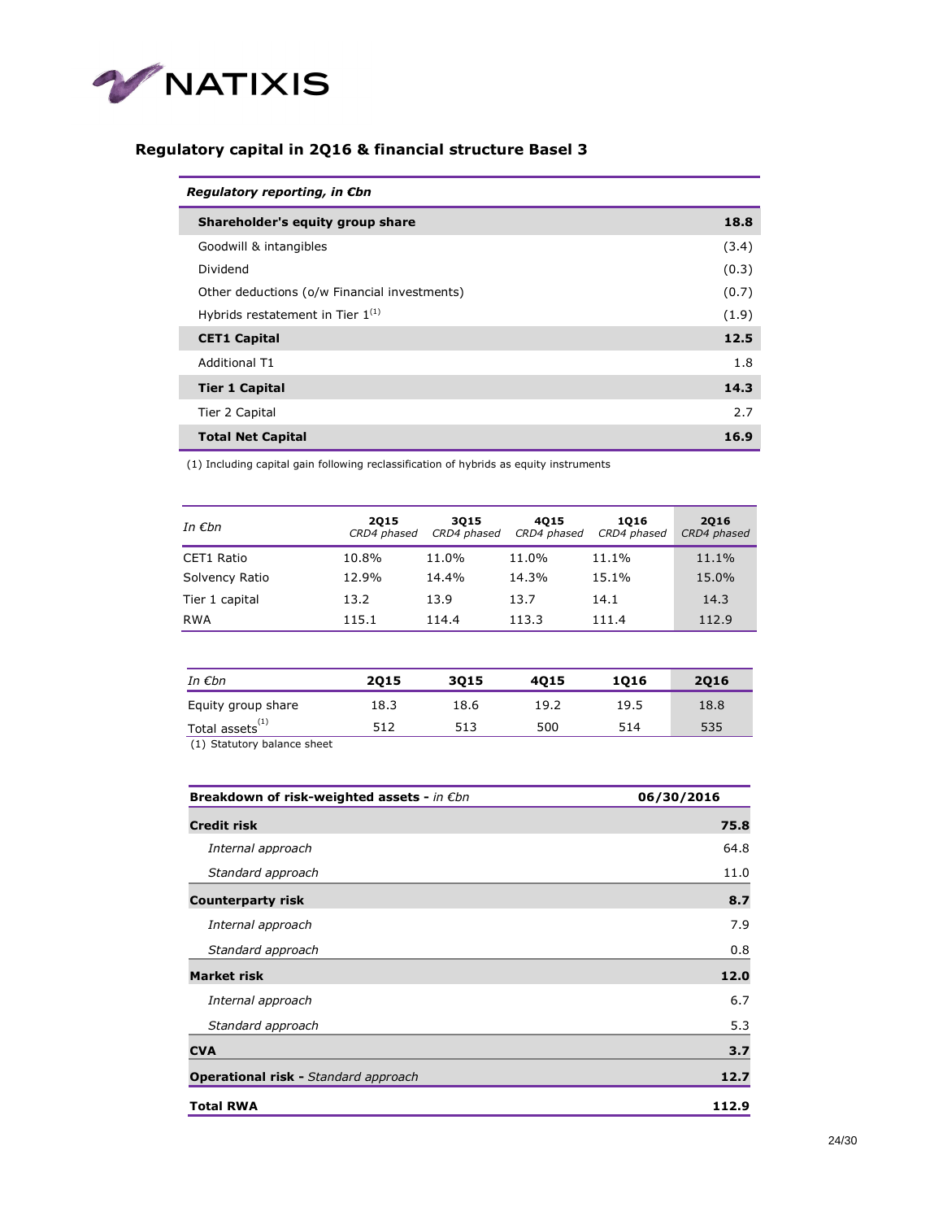## Regulatory capital in 2Q16 & financial structure Basel 3

| *Regulatory reporting, in €bn* | |
|---|---|
| **Shareholder's equity group share** | **18.8** |
| Goodwill & intangibles | (3.4) |
| Dividend | (0.3) |
| Other deductions (o/w Financial investments) | (0.7) |
| Hybrids restatement in Tier 1[1] | (1.9) |
| **CET1 Capital** | **12.5** |
| Additional T1 | 1.8 |
| **Tier 1 Capital** | **14.3** |
| Tier 2 Capital | 2.7 |
| **Total Net Capital** | **16.9** |

(1) Including capital gain following reclassification of hybrids as equity instruments

| *In €bn* | **2Q15** *CRD4 phased* | **3Q15** *CRD4 phased* | **4Q15** *CRD4 phased* | **1Q16** *CRD4 phased* | **2Q16** *CRD4 phased* |
|---|---|---|---|---|---|
| CET1 Ratio | 10.8% | 11.0% | 11.0% | 11.1% | 11.1% |
| Solvency Ratio | 12.9% | 14.4% | 14.3% | 15.1% | 15.0% |
| Tier 1 capital | 13.2 | 13.9 | 13.7 | 14.1 | 14.3 |
| RWA | 115.1 | 114.4 | 113.3 | 111.4 | 112.9 |

| *In €bn* | **2Q15** | **3Q15** | **4Q15** | **1Q16** | **2Q16** |
|---|---|---|---|---|---|
| Equity group share | 18.3 | 18.6 | 19.2 | 19.5 | 18.8 |
| Total assets[1] | 512 | 513 | 500 | 514 | 535 |

(1) Statutory balance sheet

| **Breakdown of risk-weighted assets -** *in €bn* | **06/30/2016** |
|---|---|
| **Credit risk** | **75.8** |
| *Internal approach* | 64.8 |
| *Standard approach* | 11.0 |
| **Counterparty risk** | **8.7** |
| *Internal approach* | 7.9 |
| *Standard approach* | 0.8 |
| **Market risk** | **12.0** |
| *Internal approach* | 6.7 |
| *Standard approach* | 5.3 |
| **CVA** | **3.7** |
| **Operational risk -** *Standard approach* | **12.7** |
| **Total RWA** | **112.9** |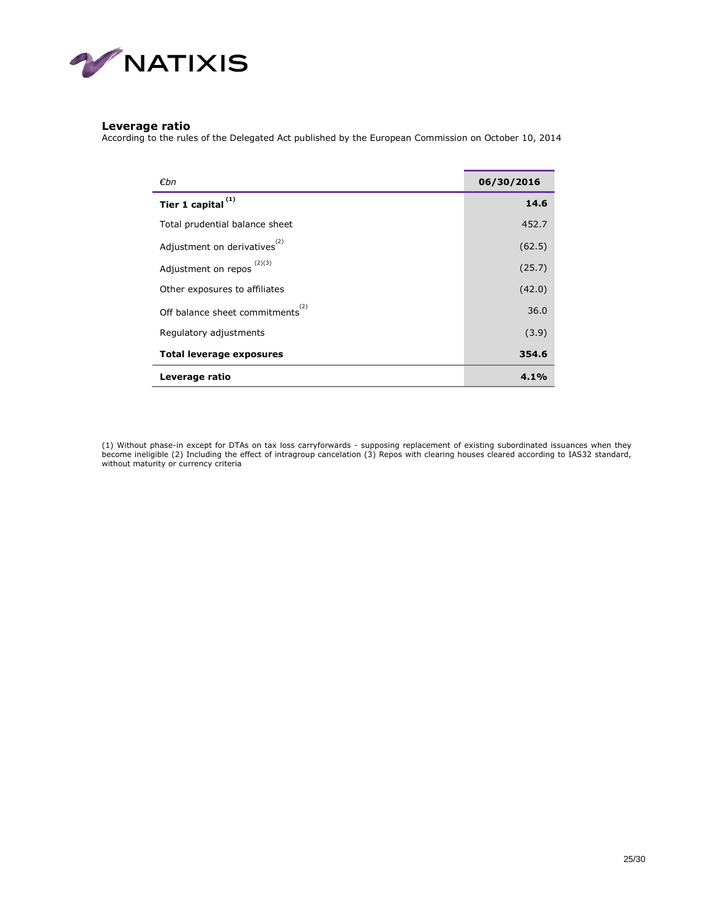## Leverage ratio

According to the rules of the Delegated Act published by the European Commission on October 10, 2014

| *€bn* | **06/30/2016** |
|---|---|
| **Tier 1 capital [1]** | **14.6** |
| Total prudential balance sheet | 452.7 |
| Adjustment on derivatives [2] | (62.5) |
| Adjustment on repos [2][3] | (25.7) |
| Other exposures to affiliates | (42.0) |
| Off balance sheet commitments [2] | 36.0 |
| Regulatory adjustments | (3.9) |
| **Total leverage exposures** | **354.6** |
| **Leverage ratio** | **4.1%** |

(1) Without phase-in except for DTAs on tax loss carryforwards - supposing replacement of existing subordinated issuances when they become ineligible (2) Including the effect of intragroup cancelation (3) Repos with clearing houses cleared according to IAS32 standard, without maturity or currency criteria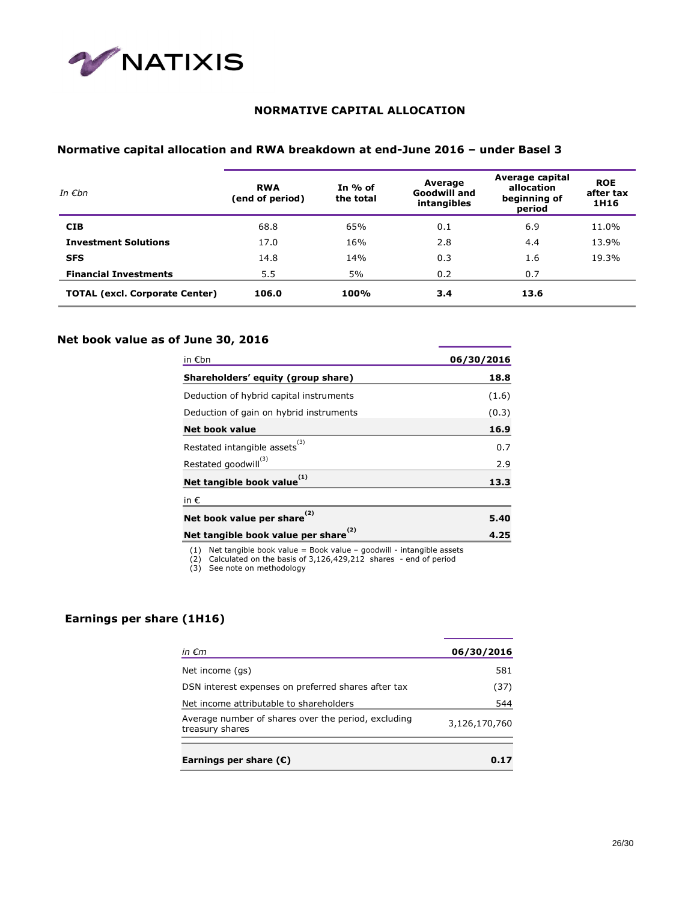NATIXIS

## NORMATIVE CAPITAL ALLOCATION

### Normative capital allocation and RWA breakdown at end-June 2016 – under Basel 3

| *In €bn* | RWA (end of period) | In % of the total | Average Goodwill and intangibles | Average capital allocation beginning of period | ROE after tax 1H16 |
|---|---|---|---|---|---|
| **CIB** | 68.8 | 65% | 0.1 | 6.9 | 11.0% |
| **Investment Solutions** | 17.0 | 16% | 2.8 | 4.4 | 13.9% |
| **SFS** | 14.8 | 14% | 0.3 | 1.6 | 19.3% |
| **Financial Investments** | 5.5 | 5% | 0.2 | 0.7 | |
| **TOTAL (excl. Corporate Center)** | **106.0** | **100%** | **3.4** | **13.6** | |

### Net book value as of June 30, 2016

| in €bn | 06/30/2016 |
|---|---|
| **Shareholders' equity (group share)** | **18.8** |
| Deduction of hybrid capital instruments | (1.6) |
| Deduction of gain on hybrid instruments | (0.3) |
| **Net book value** | **16.9** |
| Restated intangible assets[3] | 0.7 |
| Restated goodwill[3] | 2.9 |
| **Net tangible book value[1]** | **13.3** |
| in € | |
| **Net book value per share[2]** | **5.40** |
| **Net tangible book value per share[2]** | **4.25** |

(1) Net tangible book value = Book value – goodwill - intangible assets
(2) Calculated on the basis of 3,126,429,212 shares - end of period
(3) See note on methodology

### Earnings per share (1H16)

| *in €m* | 06/30/2016 |
|---|---|
| Net income (gs) | 581 |
| DSN interest expenses on preferred shares after tax | (37) |
| Net income attributable to shareholders | 544 |
| Average number of shares over the period, excluding treasury shares | 3,126,170,760 |
| **Earnings per share (€)** | **0.17** |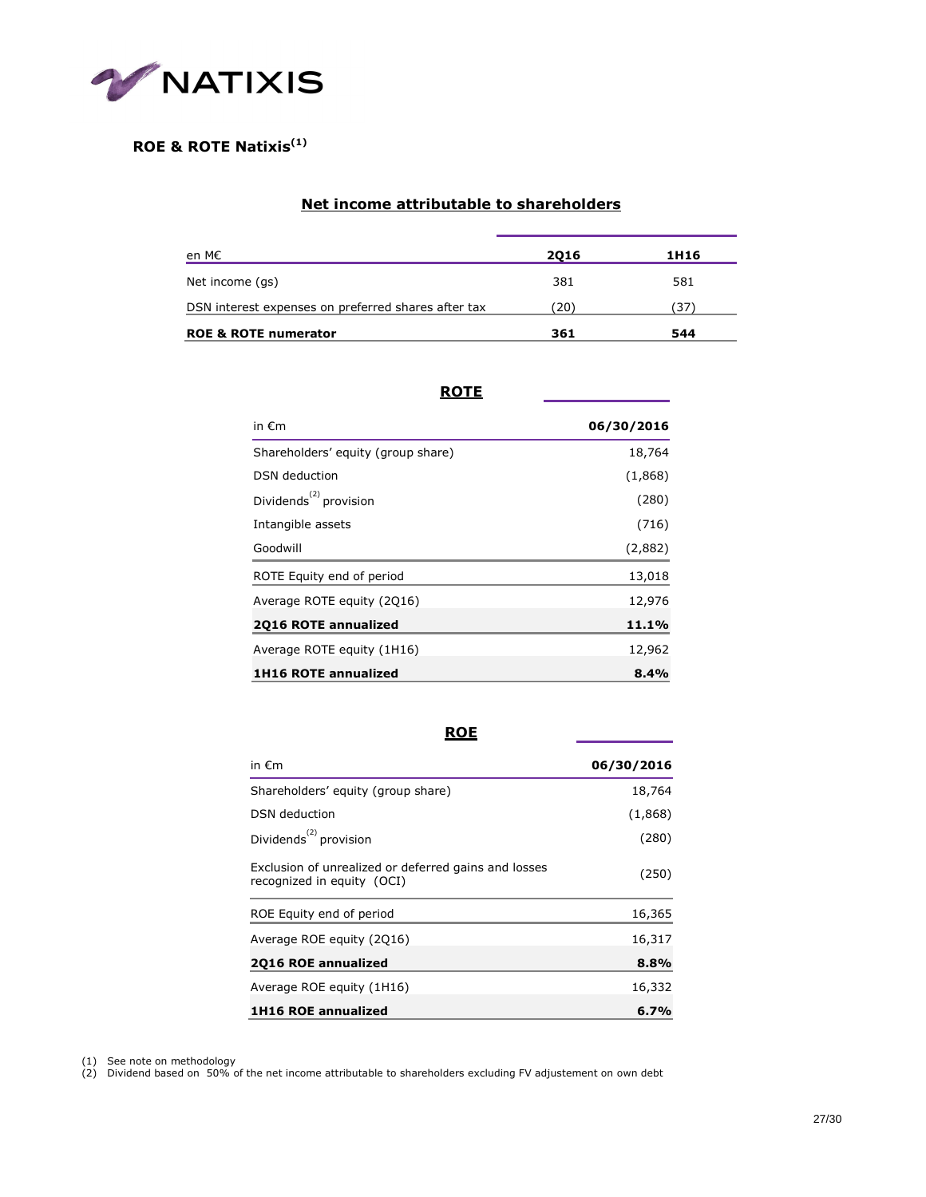NATIXIS

## ROE & ROTE Natixis[1]

### Net income attributable to shareholders

| en M€ | 2Q16 | 1H16 |
|---|---|---|
| Net income (gs) | 381 | 581 |
| DSN interest expenses on preferred shares after tax | (20) | (37) |
| **ROE & ROTE numerator** | **361** | **544** |

### ROTE

| in €m | 06/30/2016 |
|---|---|
| Shareholders' equity (group share) | 18,764 |
| DSN deduction | (1,868) |
| Dividends[2] provision | (280) |
| Intangible assets | (716) |
| Goodwill | (2,882) |
| ROTE Equity end of period | 13,018 |
| Average ROTE equity (2Q16) | 12,976 |
| **2Q16 ROTE annualized** | **11.1%** |
| Average ROTE equity (1H16) | 12,962 |
| **1H16 ROTE annualized** | **8.4%** |

### ROE

| in €m | 06/30/2016 |
|---|---|
| Shareholders' equity (group share) | 18,764 |
| DSN deduction | (1,868) |
| Dividends[2] provision | (280) |
| Exclusion of unrealized or deferred gains and losses recognized in equity (OCI) | (250) |
| ROE Equity end of period | 16,365 |
| Average ROE equity (2Q16) | 16,317 |
| **2Q16 ROE annualized** | **8.8%** |
| Average ROE equity (1H16) | 16,332 |
| **1H16 ROE annualized** | **6.7%** |

(1) See note on methodology
(2) Dividend based on 50% of the net income attributable to shareholders excluding FV adjustement on own debt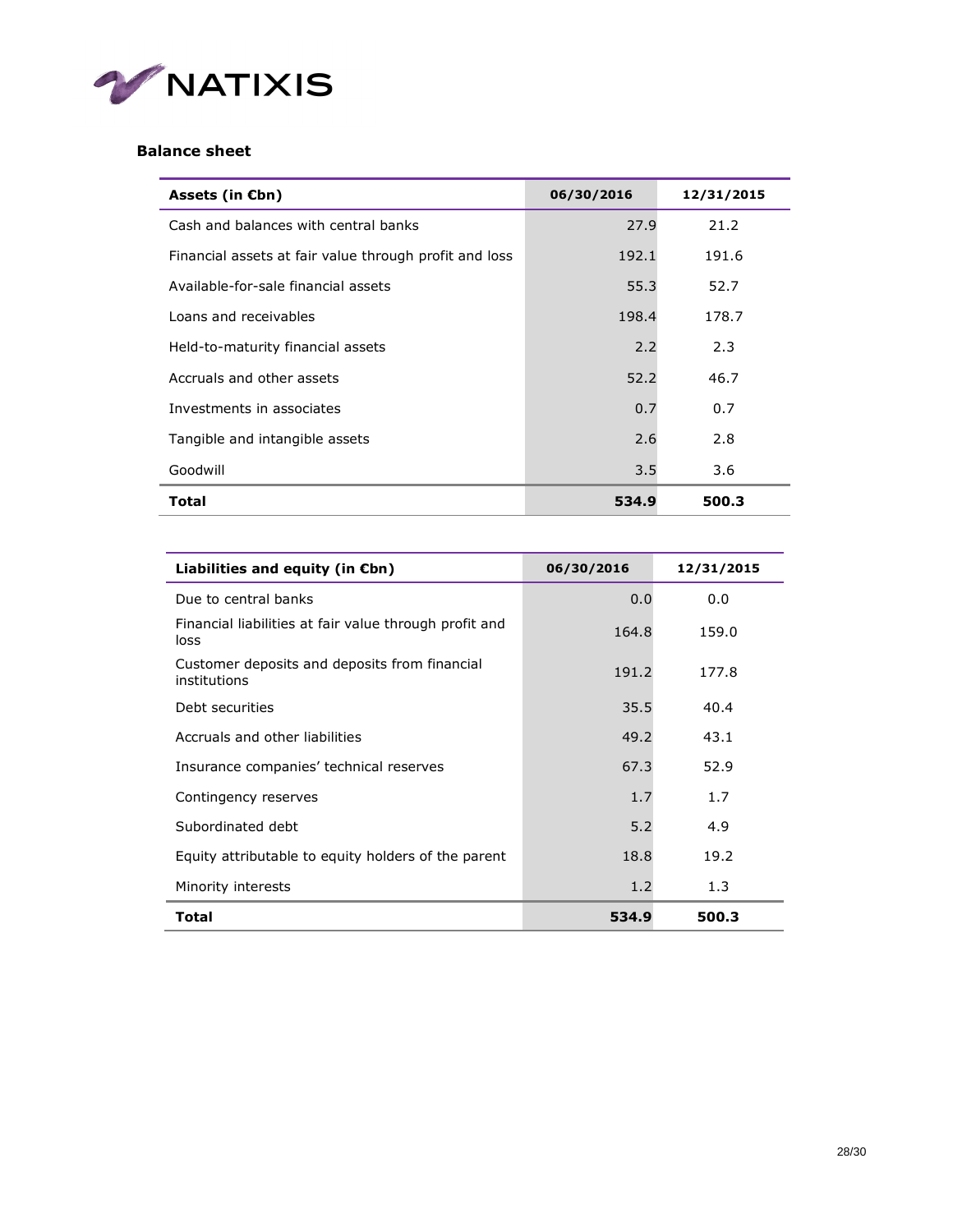### Balance sheet

| Assets (in €bn) | 06/30/2016 | 12/31/2015 |
|---|---|---|
| Cash and balances with central banks | 27.9 | 21.2 |
| Financial assets at fair value through profit and loss | 192.1 | 191.6 |
| Available-for-sale financial assets | 55.3 | 52.7 |
| Loans and receivables | 198.4 | 178.7 |
| Held-to-maturity financial assets | 2.2 | 2.3 |
| Accruals and other assets | 52.2 | 46.7 |
| Investments in associates | 0.7 | 0.7 |
| Tangible and intangible assets | 2.6 | 2.8 |
| Goodwill | 3.5 | 3.6 |
| **Total** | **534.9** | **500.3** |

| Liabilities and equity (in €bn) | 06/30/2016 | 12/31/2015 |
|---|---|---|
| Due to central banks | 0.0 | 0.0 |
| Financial liabilities at fair value through profit and loss | 164.8 | 159.0 |
| Customer deposits and deposits from financial institutions | 191.2 | 177.8 |
| Debt securities | 35.5 | 40.4 |
| Accruals and other liabilities | 49.2 | 43.1 |
| Insurance companies' technical reserves | 67.3 | 52.9 |
| Contingency reserves | 1.7 | 1.7 |
| Subordinated debt | 5.2 | 4.9 |
| Equity attributable to equity holders of the parent | 18.8 | 19.2 |
| Minority interests | 1.2 | 1.3 |
| **Total** | **534.9** | **500.3** |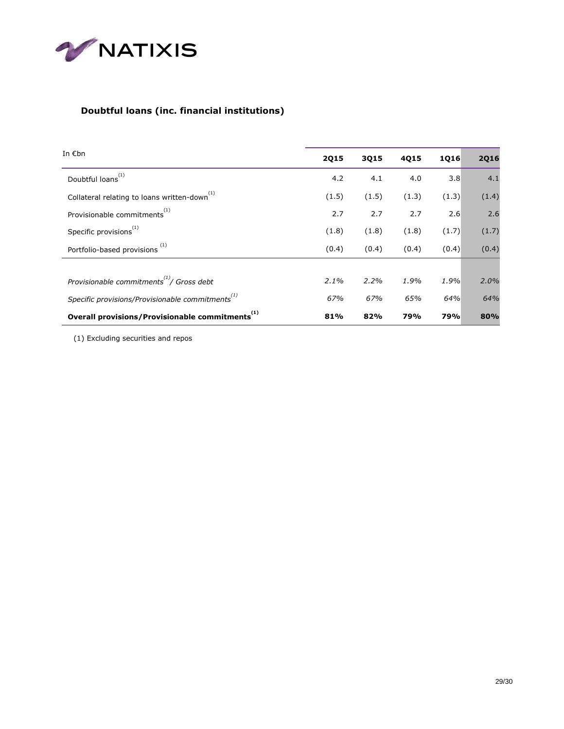## Doubtful loans (inc. financial institutions)

| In €bn | 2Q15 | 3Q15 | 4Q15 | 1Q16 | 2Q16 |
|---|---|---|---|---|---|
| Doubtful loans[(1)] | 4.2 | 4.1 | 4.0 | 3.8 | 4.1 |
| Collateral relating to loans written-down[(1)] | (1.5) | (1.5) | (1.3) | (1.3) | (1.4) |
| Provisionable commitments[(1)] | 2.7 | 2.7 | 2.7 | 2.6 | 2.6 |
| Specific provisions[(1)] | (1.8) | (1.8) | (1.8) | (1.7) | (1.7) |
| Portfolio-based provisions [(1)] | (0.4) | (0.4) | (0.4) | (0.4) | (0.4) |
| | | | | | |
| *Provisionable commitments[(1)]/ Gross debt* | *2.1%* | *2.2%* | *1.9%* | *1.9%* | *2.0%* |
| *Specific provisions/Provisionable commitments[(1)]* | *67%* | *67%* | *65%* | *64%* | *64%* |
| **Overall provisions/Provisionable commitments[(1)]** | **81%** | **82%** | **79%** | **79%** | **80%** |

(1) Excluding securities and repos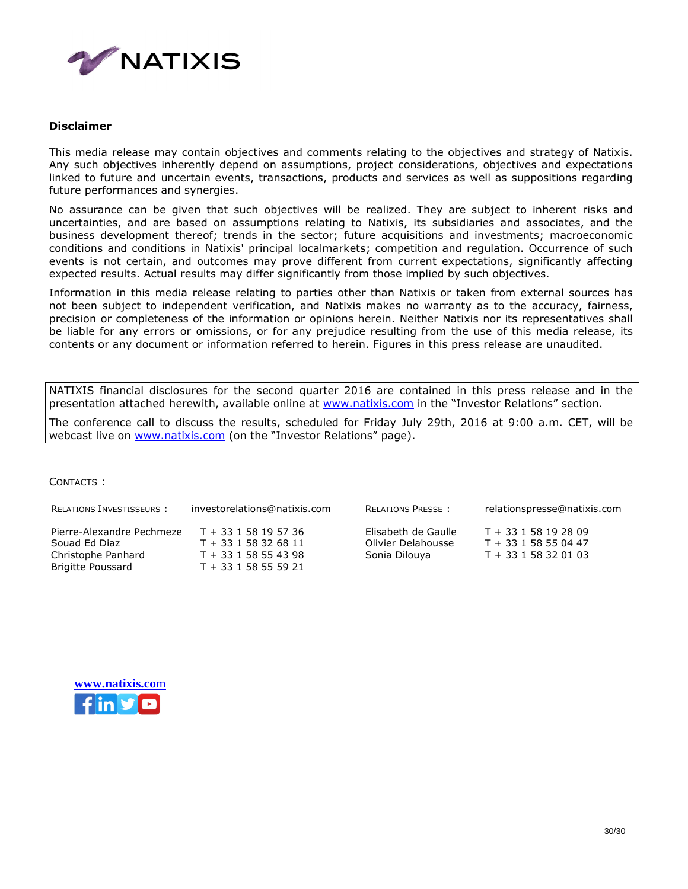NATIXIS

**Disclaimer**

This media release may contain objectives and comments relating to the objectives and strategy of Natixis. Any such objectives inherently depend on assumptions, project considerations, objectives and expectations linked to future and uncertain events, transactions, products and services as well as suppositions regarding future performances and synergies.

No assurance can be given that such objectives will be realized. They are subject to inherent risks and uncertainties, and are based on assumptions relating to Natixis, its subsidiaries and associates, and the business development thereof; trends in the sector; future acquisitions and investments; macroeconomic conditions and conditions in Natixis' principal localmarkets; competition and regulation. Occurrence of such events is not certain, and outcomes may prove different from current expectations, significantly affecting expected results. Actual results may differ significantly from those implied by such objectives.

Information in this media release relating to parties other than Natixis or taken from external sources has not been subject to independent verification, and Natixis makes no warranty as to the accuracy, fairness, precision or completeness of the information or opinions herein. Neither Natixis nor its representatives shall be liable for any errors or omissions, or for any prejudice resulting from the use of this media release, its contents or any document or information referred to herein. Figures in this press release are unaudited.

NATIXIS financial disclosures for the second quarter 2016 are contained in this press release and in the presentation attached herewith, available online at www.natixis.com in the "Investor Relations" section.

The conference call to discuss the results, scheduled for Friday July 29th, 2016 at 9:00 a.m. CET, will be webcast live on www.natixis.com (on the "Investor Relations" page).

CONTACTS :

| | | | |
|---|---|---|---|
| RELATIONS INVESTISSEURS : | investorelations@natixis.com | RELATIONS PRESSE : | relationspresse@natixis.com |
| Pierre-Alexandre Pechmeze | T + 33 1 58 19 57 36 | Elisabeth de Gaulle | T + 33 1 58 19 28 09 |
| Souad Ed Diaz | T + 33 1 58 32 68 11 | Olivier Delahousse | T + 33 1 58 55 04 47 |
| Christophe Panhard | T + 33 1 58 55 43 98 | Sonia Dilouya | T + 33 1 58 32 01 03 |
| Brigitte Poussard | T + 33 1 58 55 59 21 | | |

www.natixis.com